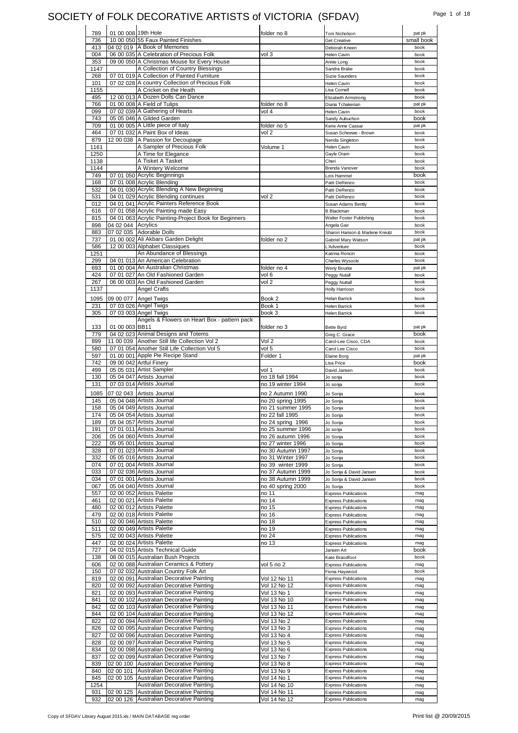# SOCIETY of FOLK DECORATIVE ARTISTS of VICTORIA (SFDAV)

| | | | | | |
|---|---|---|---|---|---|
| 789 | 01 00 008 | 19th Hole | folder no 8 | Toni Nicholson | pat pk |
| 736 | 10 00 050 | 55 Faux Painted Finishes | | Get Creative | small book |
| 413 | 04 02 019 | A Book of Memories | | Deborah Kneen | book |
| 004 | 06 00 035 | A Celebration of Precious Folk | vol 3 | Helen Cavin | book |
| 353 | 09 00 050 | A Christmas Mouse for Every House | | Annie Long | book |
| 1147 | | A Collection of Country Blessings | | Sandra Brake | book |
| 268 | 07 01 019 | A Collection of Painted Furniture | | Suzie Saunders | book |
| 101 | 07 02 028 | A country Collection of Precious Folk | | Helen Cavin | book |
| 1155 | | A Cricket on the Heath | | Lisa Cornell | book |
| 495 | 12 00 013 | A Dozen Dolls Can Dance | | Elizabeth Armstrong | book |
| 766 | 01 00 008 | A Field of Tulips | folder no 8 | Diana Tchakerian | pat pk |
| 099 | 07 02 039 | A Gathering of Hearts | vol 4 | Helen Cavin | book |
| 743 | 05 05 046 | A Gilded Garden | | Sandy Aubuchon | book |
| 709 | 01 00 005 | A Little piece of Italy | folder no 5 | Kerie Anne Cassar | pat pk |
| 464 | 07 01 032 | A Paint Box of Ideas | vol 2 | Susan Scheewe - Brown | book |
| 879 | 12 00 038 | A Passion for Decoupage | | Nerida Singleton | book |
| 1161 | | A Sampler of Precious Folk | Volume 1 | Helen Cavin | book |
| 1250 | | A Time for Elegance | | Gayle Oram | book |
| 1138 | | A Tisket A Tasket | | Cheri | book |
| 1144 | | A Wintery Welcome | | Brenda Vanover | book |
| 749 | 07 01 050 | Acrylic Beginnings | | Lois Hammel | book |
| 168 | 07 01 008 | Acrylic Blending | | Patti DeRenzo | book |
| 532 | 04 01 030 | Acrylic Blending A New Beginning | | Patti DeRenzo | book |
| 531 | 04 01 029 | Acrylic Blending continues | vol 2 | Patti DeRenzo | book |
| 012 | 04 01 041 | Acrylic Painters Reference Book | | Susan Adams Bently | book |
| 616 | 07 01 058 | Acrylic Painting made Easy | | B Blackman | book |
| 815 | 04 01 063 | Acrylic Painting-Project Book for Beginners | | Walter Foster Publishing | book |
| 898 | 04 02 044 | Acrylics | | Angela Gair | book |
| 883 | 07 02 035 | Adorable Dolls | | Sharon Hanson & Marlene Kreutz | book |
| 737 | 01 00 002 | Ali Akbars Garden Delight | folder no 2 | Gabriel Mary Watson | pat pk |
| 586 | 12 00 003 | Alphabet Classiques | | L'Adventure | book |
| 1251 | | An Abundance of Blessings | | Katrina Roncin | book |
| 299 | 04 01 013 | An American Celebration | | Charles Wysocki | book |
| 693 | 01 00 004 | An Australian Christmas | folder no 4 | Weny Bourke | pat pk |
| 424 | 07 01 027 | An Old Fashioned Garden | vol 6 | Peggy Nutall | book |
| 267 | 06 00 003 | An Old Fashioned Garden | vol 2 | Peggy Nuttall | book |
| 1137 | | Angel Crafts | | Holly Harriosn | book |
| 1095 | 09 00 077 | Angel Twigs | Book 2 | Helan Barrick | book |
| 231 | 07 03 026 | Angel Twigs | Book 1 | Helen Barrick | book |
| 305 | 07 03 003 | Angel Twigs | book 3 | Helen Barrick | book |
| 133 | 01 00 003 | Angels & Flowers on Heart Box - pattern pack BB11 | folder no 3 | Bette Byrd | pat pk |
| 779 | 04 02 023 | Animal Designs and Totems | | Greg C. Grace | book |
| 899 | 11 00 039 | Another Still life Collection Vol 2 | Vol 2 | Carol-Lee Cisco, CDA | book |
| 580 | 07 01 054 | Another Still Life Collection Vol 5 | vol 5 | Carol Lee Cisco | book |
| 597 | 01 00 001 | Apple Pie Recipe Stand | Folder 1 | Elaine Borg | pat pk |
| 742 | 09 00 042 | Artful Finery | | Lisa Price | book |
| 499 | 05 05 031 | Artist Sampler | vol 1 | David Jansen | book |
| 130 | 05 04 047 | Artists Journal | no 18 fall 1994 | Jo sonja | book |
| 131 | 07 03 014 | Artists Journal | no 19 winter 1994 | Jo sonja | book |
| 1085 | 07 02 043 | Artists Journal | no 2 Autumn 1990 | Jo Sonja | book |
| 145 | 05 04 048 | Artists Journal | no 20 spring 1995 | Jo Sonja | book |
| 158 | 05 04 049 | Artists Journal | no 21 summer 1995 | Jo Sonja | book |
| 174 | 05 04 054 | Artists Journal | no 22 fall 1995 | Jo Sonja | book |
| 189 | 05 04 057 | Artists Journal | no 24 spring 1996 | Jo Sonja | book |
| 191 | 07 01 011 | Artists Journal | no 25 summer 1996 | Jo sonja | book |
| 206 | 05 04 060 | Artists Journal | no 26 autumn 1996 | Jo Sonja | book |
| 222 | 05 05 001 | Artists Journal | no 27 winter 1996 | Jo Sonja | book |
| 328 | 07 01 023 | Artists Journal | no 30 Autumn 1997 | Jo Sonja | book |
| 332 | 05 05 016 | Artists Journal | no 31 Winter 1997 | Jo Sonja | book |
| 074 | 07 01 004 | Artists Journal | no 39 winter 1999 | Jo Sonja | book |
| 033 | 07 02 036 | Artists Journal | no 37 Autumn 1999 | Jo Sonja & David Jansen | book |
| 034 | 07 01 001 | Artists Journal | no 38 Autumn 1999 | Jo Sonja & David Jansen | book |
| 067 | 05 04 040 | Artists Journal | no 40 spring 2000 | Jo Sonja | book |
| 557 | 02 00 052 | Artists Palette | no 11 | Express Publications | mag |
| 461 | 02 00 021 | Artists Palette | no 14 | Express Publications | mag |
| 480 | 02 00 012 | Artists Palette | no 15 | Express Publications | mag |
| 479 | 02 00 018 | Artists Palette | no 16 | Express Publications | mag |
| 510 | 02 00 046 | Artists Palette | no 18 | Express Publications | mag |
| 511 | 02 00 049 | Artists Palette | no 19 | Express Publications | mag |
| 575 | 02 00 043 | Artists Palette | no 24 | Express Publications | mag |
| 447 | 02 00 024 | Artists Palette | no 13 | Express Publications | mag |
| 727 | 04 02 015 | Artists Technical Guide | | Jansen Art | book |
| 138 | 08 00 015 | Australian Bush Projects | | Kate Braodfoot | book |
| 606 | 02 00 088 | Australian Ceramics & Pottery | vol 5 no 2 | Express Publications | mag |
| 150 | 07 02 032 | Australian Country Folk Art | | Fiona Haywood | book |
| 819 | 02 00 091 | Australian Decorative Painting | Vol 12 No 11 | Express Publications | mag |
| 820 | 02 00 092 | Australian Decorative Painting | Vol 12 No 12 | Express Publications | mag |
| 821 | 02 00 093 | Australian Decorative Painting | Vol 13 No 1 | Express Publications | mag |
| 841 | 02 00 102 | Australian Decorative Painting | Vol 13 No 10 | Express Publications | mag |
| 842 | 02 00 103 | Australian Decorative Painting | Vol 13 No 11 | Express Publications | mag |
| 844 | 02 00 104 | Australian Decorative Painting | Vol 13 No 12 | Express Publications | mag |
| 822 | 02 00 094 | Australian Decorative Painting | Vol 13 No 2 | Express Publications | mag |
| 826 | 02 00 095 | Australian Decorative Painting | Vol 13 No 3 | Express Publications | mag |
| 827 | 02 00 096 | Australian Decorative Painting | Vol 13 No 4 | Express Publications | mag |
| 828 | 02 00 097 | Australian Decorative Painting | Vol 13 No 5 | Express Publications | mag |
| 834 | 02 00 098 | Australian Decorative Painting | Vol 13 No 6 | Express Publications | mag |
| 837 | 02 00 099 | Australian Decorative Painting | Vol 13 No 7 | Express Publications | mag |
| 839 | 02 00 100 | Australian Decorative Painting | Vol 13 No 8 | Express Publications | mag |
| 840 | 02 00 101 | Australian Decorative Painting | Vol 13 No 9 | Express Publications | mag |
| 845 | 02 00 105 | Australian Decorative Painting | Vol 14 No 1 | Express Publications | mag |
| 1254 | | Australian Decorative Painting | Vol 14 No 10 | Express Publications | mag |
| 931 | 02 00 125 | Australian Decorative Painting | Vol 14 No 11 | Express Publications | mag |
| 932 | 02 00 126 | Australian Decorative Painting | Vol 14 No 12 | Express Publications | mag |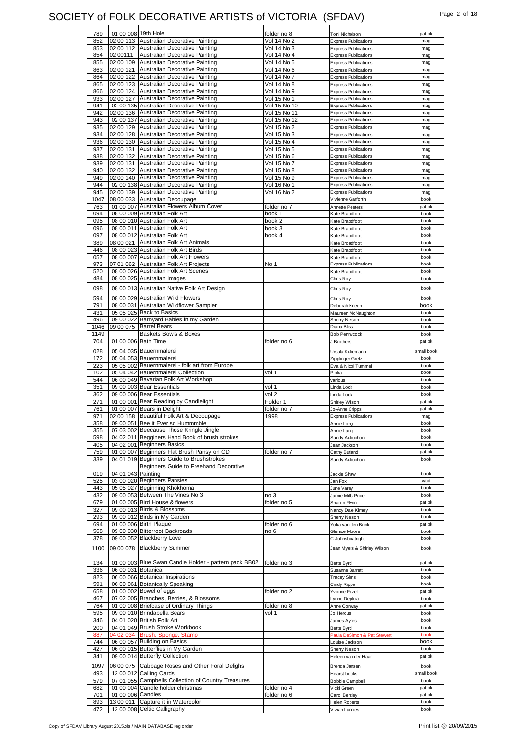# SOCIETY of FOLK DECORATIVE ARTISTS of VICTORIA (SFDAV)

| | | | | | |
|---|---|---|---|---|---|
| 789 | 01 00 008 | 19th Hole | folder no 8 | Toni Nicholson | pat pk |
| 852 | 02 00 113 | Australian Decorative Painting | Vol 14 No 2 | Express Publications | mag |
| 853 | 02 00 112 | Australian Decorative Painting | Vol 14 No 3 | Express Publications | mag |
| 854 | 02 00111 | Australian Decorative Painting | Vol 14 No 4 | Express Publications | mag |
| 855 | 02 00 109 | Australian Decorative Painting | Vol 14 No 5 | Express Publications | mag |
| 863 | 02 00 121 | Australian Decorative Painting | Vol 14 No 6 | Express Publications | mag |
| 864 | 02 00 122 | Australian Decorative Painting | Vol 14 No 7 | Express Publications | mag |
| 865 | 02 00 123 | Australian Decorative Painting | Vol 14 No 8 | Express Publications | mag |
| 866 | 02 00 124 | Australian Decorative Painting | Vol 14 No 9 | Express Publications | mag |
| 933 | 02 00 127 | Australian Decorative Painting | Vol 15 No 1 | Express Publications | mag |
| 941 | 02 00 135 | Australian Decorative Painting | Vol 15 No 10 | Express Publications | mag |
| 942 | 02 00 136 | Australian Decorative Painting | Vol 15 No 11 | Express Publications | mag |
| 943 | 02 00 137 | Australian Decorative Painting | Vol 15 No 12 | Express Publications | mag |
| 935 | 02 00 129 | Australian Decorative Painting | Vol 15 No 2 | Express Publications | mag |
| 934 | 02 00 128 | Australian Decorative Painting | Vol 15 No 3 | Express Publications | mag |
| 936 | 02 00 130 | Australian Decorative Painting | Vol 15 No 4 | Express Publications | mag |
| 937 | 02 00 131 | Australian Decorative Painting | Vol 15 No 5 | Express Publications | mag |
| 938 | 02 00 132 | Australian Decorative Painting | Vol 15 No 6 | Express Publications | mag |
| 939 | 02 00 131 | Australian Decorative Painting | Vol 15 No 7 | Express Publications | mag |
| 940 | 02 00 132 | Australian Decorative Painting | Vol 15 No 8 | Express Publications | mag |
| 949 | 02 00 140 | Australian Decorative Painting | Vol 15 No 9 | Express Publications | mag |
| 944 | 02 00 138 | Australian Decorative Painting | Vol 16 No 1 | Express Publications | mag |
| 945 | 02 00 139 | Australian Decorative Painting | Vol 16 No 2 | Express Publications | mag |
| 1047 | 08 00 033 | Australian Decoupage | | Vivienne Garforth | book |
| 763 | 01 00 007 | Australian Flowers Album Cover | folder no 7 | Annette Peeters | pat pk |
| 094 | 08 00 009 | Australian Folk Art | book 1 | Kate Braodfoot | book |
| 095 | 08 00 010 | Australian Folk Art | book 2 | Kate Braodfoot | book |
| 096 | 08 00 011 | Australian Folk Art | book 3 | Kate Braodfoot | book |
| 097 | 08 00 012 | Australian Folk Art | book 4 | Kate Braodfoot | book |
| 389 | 08 00 021 | Australian Folk Art Animals | | Kate Braodfoot | book |
| 446 | 08 00 023 | Australian Folk Art Birds | | Kate Braodfoot | book |
| 057 | 08 00 007 | Australian Folk Art Flowers | | Kate Braodfoot | book |
| 973 | 07 01 062 | Australian Folk Art Projects | No 1 | Express Publications | book |
| 520 | 08 00 026 | Australian Folk Art Scenes | | Kate Braodfoot | book |
| 484 | 08 00 025 | Australian Images | | Chris Roy | book |
| 098 | 08 00 013 | Australian Native Folk Art Design | | Chris Roy | book |
| 594 | 08 00 029 | Australian Wild Flowers | | Chris Roy | book |
| 791 | 08 00 031 | Australian Wildflower Sampler | | Deborah Kneen | book |
| 431 | 05 05 025 | Back to Basics | | Maureen McNaughton | book |
| 496 | 09 00 022 | Barnyard Babies in my Garden | | Sherry Nelson | book |
| 1046 | 09 00 075 | Barrel Bears | | Diana Bliss | book |
| 1149 | | Baskets Bowls & Boxes | | Bob Pennycock | book |
| 704 | 01 00 006 | Bath Time | folder no 6 | J Brothers | pat pk |
| 028 | 05 04 035 | Bauernmalerei | | Ursula Kuhemann | small book |
| 172 | 05 04 053 | Bauernmalerei | | Zipplinger-Gretzl | book |
| 223 | 05 05 002 | Bauernmalerei - folk art from Europe | | Eva & Nicol Tummel | book |
| 102 | 05 04 042 | Bauernmalerei Collection | vol 1 | Pipka | book |
| 544 | 06 00 049 | Bavarian Folk Art Workshop | | various | book |
| 351 | 09 00 003 | Bear Essentials | vol 1 | Linda Lock | book |
| 362 | 09 00 006 | Bear Essentials | vol 2 | Linda Lock | book |
| 271 | 01 00 001 | Bear Reading by Candlelight | Folder 1 | Shirley Wilson | pat pk |
| 761 | 01 00 007 | Bears in Delight | folder no 7 | Jo-Anne Cripps | pat pk |
| 971 | 02 00 158 | Beautiful Folk Art & Decoupage | 1998 | Express Publications | mag |
| 358 | 09 00 051 | Bee it Ever so Hummmble | | Annie Long | book |
| 355 | 07 03 002 | Beecause Those Kringle Jingle | | Annie Lang | book |
| 598 | 04 02 011 | Begginers Hand Book of brush strokes | | Sandy Aubuchon | book |
| 405 | 04 02 001 | Beginners Basics | | Jean Jackson | book |
| 759 | 01 00 007 | Beginners Flat Brush Pansy on CD | folder no 7 | Cathy Butland | pat pk |
| 339 | 04 01 019 | Beginners Guide to Brushstrokes | | Sandy Aubuchon | book |
| 019 | 04 01 043 | Beginners Guide to Freehand Decorative Painting | | Jackie Shaw | book |
| 525 | 03 00 020 | Beginners Pansies | | Jan Fox | v/cd |
| 443 | 05 05 027 | Beginning Khokhoma | | June Varey | book |
| 432 | 09 00 053 | Between The Vines No 3 | no 3 | Jamie Mills Price | book |
| 679 | 01 00 005 | Bird House & flowers | folder no 5 | Sharon Flynn | pat pk |
| 327 | 09 00 013 | Birds & Blossoms | | Nancy Dale Kimey | book |
| 293 | 09 00 012 | Birds in My Garden | | Sherry Nelson | book |
| 694 | 01 00 006 | Birth Plaque | folder no 6 | Yoka van den Brink | pat pk |
| 568 | 09 00 030 | Bitterroot Backroads | no 6 | Glenice Moore | book |
| 378 | 09 00 052 | Blackberry Love | | C Johnsboatright | book |
| 1100 | 09 00 078 | Blackberry Summer | | Jean Myers & Shirley Wilson | book |
| 134 | 01 00 003 | Blue Swan Candle Holder - pattern pack BB02 | folder no 3 | Bette Byrd | pat pk |
| 336 | 06 00 031 | Botanica | | Susanne Barrett | book |
| 823 | 06 00 066 | Botanical Inspirations | | Tracey Sims | book |
| 591 | 06 00 061 | Botanically Speaking | | Cindy Rippe | book |
| 658 | 01 00 002 | Bowel of eggs | folder no 2 | Yvonne Fitzell | pat pk |
| 467 | 07 02 005 | Branches, Berries, & Blossoms | | Lynne Deptula | book |
| 764 | 01 00 008 | Briefcase of Ordinary Things | folder no 8 | Anne Conway | pat pk |
| 595 | 09 00 010 | Brindabella Bears | vol 1 | Jo Hercus | book |
| 346 | 04 01 020 | British Folk Art | | James Ayres | book |
| 200 | 04 01 049 | Brush Stroke Workbook | | Bette Byrd | book |
| 887 | 04 02 034 | Brush, Sponge, Stamp | | Paula DeSimon & Pat Stewert | book |
| 744 | 06 00 057 | Building on Basics | | Louise Jackson | book |
| 427 | 06 00 015 | Butterflies in My Garden | | Sherry Nelson | book |
| 341 | 09 00 014 | Butterfly Collection | | Heleen van der Haar | pat pk |
| 1097 | 06 00 075 | Cabbage Roses and Other Foral Delighs | | Brenda Jansen | book |
| 493 | 12 00 012 | Calling Cards | | Hearst books | small book |
| 579 | 07 01 055 | Campbells Collection of Country Treasures | | Bobbie Campbell | book |
| 682 | 01 00 004 | Candle holder christmas | folder no 4 | Vicki Green | pat pk |
| 701 | 01 00 006 | Candles | folder no 6 | Carol Bentley | pat pk |
| 893 | 13 00 011 | Capture it in Watercolor | | Helen Roberts | book |
| 472 | 12 00 008 | Celtic Calligraphy | | Vivian Lunnies | book |

Copy of SFDAV Library August 2015.xls / MAIN DATABASE reg order — Print list @ 20/09/2015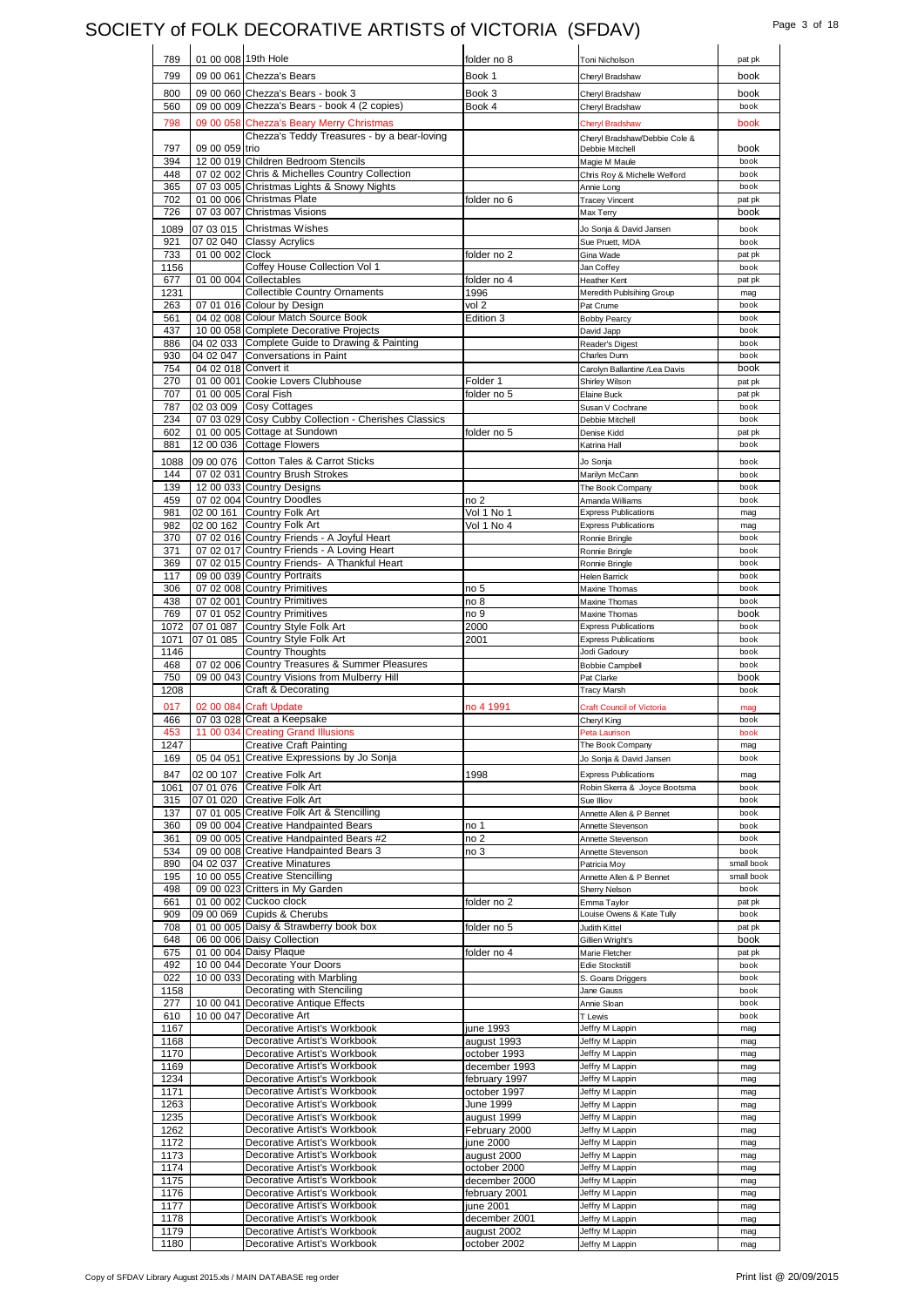# SOCIETY of FOLK DECORATIVE ARTISTS of VICTORIA (SFDAV)

| | | | | | |
|---|---|---|---|---|---|
| 789 | 01 00 008 | 19th Hole | folder no 8 | Toni Nicholson | pat pk |
| 799 | 09 00 061 | Chezza's Bears | Book 1 | Cheryl Bradshaw | book |
| 800 | 09 00 060 | Chezza's Bears - book 3 | Book 3 | Cheryl Bradshaw | book |
| 560 | 09 00 009 | Chezza's Bears - book 4 (2 copies) | Book 4 | Cheryl Bradshaw | book |
| 798 | 09 00 058 | Chezza's Beary Merry Christmas | | Cheryl Bradshaw | book |
| 797 | 09 00 059 | Chezza's Teddy Treasures - by a bear-loving trio | | Cheryl Bradshaw/Debbie Cole & Debbie Mitchell | book |
| 394 | 12 00 019 | Children Bedroom Stencils | | Magie M Maule | book |
| 448 | 07 02 002 | Chris & Michelles Country Collection | | Chris Roy & Michelle Welford | book |
| 365 | 07 03 005 | Christmas Lights & Snowy Nights | | Annie Long | book |
| 702 | 01 00 006 | Christmas Plate | folder no 6 | Tracey Vincent | pat pk |
| 726 | 07 03 007 | Christmas Visions | | Max Terry | book |
| 1089 | 07 03 015 | Christmas Wishes | | Jo Sonja & David Jansen | book |
| 921 | 07 02 040 | Classy Acrylics | | Sue Pruett, MDA | book |
| 733 | 01 00 002 | Clock | folder no 2 | Gina Wade | pat pk |
| 1156 | | Coffey House Collection Vol 1 | | Jan Coffey | book |
| 677 | 01 00 004 | Collectables | folder no 4 | Heather Kent | pat pk |
| 1231 | | Collectible Country Ornaments | 1996 | Meredith Publsihing Group | mag |
| 263 | 07 01 016 | Colour by Design | vol 2 | Pat Crume | book |
| 561 | 04 02 008 | Colour Match Source Book | Edition 3 | Bobby Pearcy | book |
| 437 | 10 00 058 | Complete Decorative Projects | | David Japp | book |
| 886 | 04 02 033 | Complete Guide to Drawing & Painting | | Reader's Digest | book |
| 930 | 04 02 047 | Conversations in Paint | | Charles Dunn | book |
| 754 | 04 02 018 | Convert it | | Carolyn Ballantine /Lea Davis | book |
| 270 | 01 00 001 | Cookie Lovers Clubhouse | Folder 1 | Shirley Wilson | pat pk |
| 707 | 01 00 005 | Coral Fish | folder no 5 | Elaine Buck | pat pk |
| 787 | 02 03 009 | Cosy Cottages | | Susan V Cochrane | book |
| 234 | 07 03 029 | Cosy Cubby Collection - Cherishes Classics | | Debbie Mitchell | book |
| 602 | 01 00 005 | Cottage at Sundown | folder no 5 | Denise Kidd | pat pk |
| 881 | 12 00 036 | Cottage Flowers | | Katrina Hall | book |
| 1088 | 09 00 076 | Cotton Tales & Carrot Sticks | | Jo Sonja | book |
| 144 | 07 02 031 | Country Brush Strokes | | Marilyn McCann | book |
| 139 | 12 00 033 | Country Designs | | The Book Company | book |
| 459 | 07 02 004 | Country Doodles | no 2 | Amanda Williams | book |
| 981 | 02 00 161 | Country Folk Art | Vol 1 No 1 | Express Publications | mag |
| 982 | 02 00 162 | Country Folk Art | Vol 1 No 4 | Express Publications | mag |
| 370 | 07 02 016 | Country Friends - A Joyful Heart | | Ronnie Bringle | book |
| 371 | 07 02 017 | Country Friends - A Loving Heart | | Ronnie Bringle | book |
| 369 | 07 02 015 | Country Friends- A Thankful Heart | | Ronnie Bringle | book |
| 117 | 09 00 039 | Country Portraits | | Helen Barrick | book |
| 306 | 07 02 008 | Country Primitives | no 5 | Maxine Thomas | book |
| 438 | 07 02 001 | Country Primitives | no 8 | Maxine Thomas | book |
| 769 | 07 01 052 | Country Primitives | no 9 | Maxine Thomas | book |
| 1072 | 07 01 087 | Country Style Folk Art | 2000 | Express Publications | book |
| 1071 | 07 01 085 | Country Style Folk Art | 2001 | Express Publications | book |
| 1146 | | Country Thoughts | | Jodi Gadoury | book |
| 468 | 07 02 006 | Country Treasures & Summer Pleasures | | Bobbie Campbell | book |
| 750 | 09 00 043 | Country Visions from Mulberry Hill | | Pat Clarke | book |
| 1208 | | Craft & Decorating | | Tracy Marsh | book |
| 017 | 02 00 084 | Craft Update | no 4 1991 | Craft Council of Victoria | mag |
| 466 | 07 03 028 | Creat a Keepsake | | Cheryl King | book |
| 453 | 11 00 034 | Creating Grand Illusions | | Peta Laurison | book |
| 1247 | | Creative Craft Painting | | The Book Company | mag |
| 169 | 05 04 051 | Creative Expressions by Jo Sonja | | Jo Sonja & David Jansen | book |
| 847 | 02 00 107 | Creative Folk Art | 1998 | Express Publications | mag |
| 1061 | 07 01 076 | Creative Folk Art | | Robin Skerra & Joyce Bootsma | book |
| 315 | 07 01 020 | Creative Folk Art | | Sue Illiov | book |
| 137 | 07 01 005 | Creative Folk Art & Stencilling | | Annette Allen & P Bennet | book |
| 360 | 09 00 004 | Creative Handpainted Bears | no 1 | Annette Stevenson | book |
| 361 | 09 00 005 | Creative Handpainted Bears #2 | no 2 | Annette Stevenson | book |
| 534 | 09 00 008 | Creative Handpainted Bears 3 | no 3 | Annette Stevenson | book |
| 890 | 04 02 037 | Creative Minatures | | Patricia Moy | small book |
| 195 | 10 00 055 | Creative Stencilling | | Annette Allen & P Bennet | small book |
| 498 | 09 00 023 | Critters in My Garden | | Sherry Nelson | book |
| 661 | 01 00 002 | Cuckoo clock | folder no 2 | Emma Taylor | pat pk |
| 909 | 09 00 069 | Cupids & Cherubs | | Louise Owens & Kate Tully | book |
| 708 | 01 00 005 | Daisy & Strawberry book box | folder no 5 | Judith Kittel | pat pk |
| 648 | 06 00 006 | Daisy Collection | | Gillien Wright's | book |
| 675 | 01 00 004 | Daisy Plaque | folder no 4 | Marie Fletcher | pat pk |
| 492 | 10 00 044 | Decorate Your Doors | | Edie Stockstill | book |
| 022 | 10 00 033 | Decorating with Marbling | | S. Goans Driggers | book |
| 1158 | | Decorating with Stenciling | | Jane Gauss | book |
| 277 | 10 00 041 | Decorative Antique Effects | | Annie Sloan | book |
| 610 | 10 00 047 | Decorative Art | | T Lewis | book |
| 1167 | | Decorative Artist's Workbook | june 1993 | Jeffry M Lappin | mag |
| 1168 | | Decorative Artist's Workbook | august 1993 | Jeffry M Lappin | mag |
| 1170 | | Decorative Artist's Workbook | october 1993 | Jeffry M Lappin | mag |
| 1169 | | Decorative Artist's Workbook | december 1993 | Jeffry M Lappin | mag |
| 1234 | | Decorative Artist's Workbook | february 1997 | Jeffry M Lappin | mag |
| 1171 | | Decorative Artist's Workbook | october 1997 | Jeffry M Lappin | mag |
| 1263 | | Decorative Artist's Workbook | June 1999 | Jeffry M Lappin | mag |
| 1235 | | Decorative Artist's Workbook | august 1999 | Jeffry M Lappin | mag |
| 1262 | | Decorative Artist's Workbook | February 2000 | Jeffry M Lappin | mag |
| 1172 | | Decorative Artist's Workbook | june 2000 | Jeffry M Lappin | mag |
| 1173 | | Decorative Artist's Workbook | august 2000 | Jeffry M Lappin | mag |
| 1174 | | Decorative Artist's Workbook | october 2000 | Jeffry M Lappin | mag |
| 1175 | | Decorative Artist's Workbook | december 2000 | Jeffry M Lappin | mag |
| 1176 | | Decorative Artist's Workbook | february 2001 | Jeffry M Lappin | mag |
| 1177 | | Decorative Artist's Workbook | june 2001 | Jeffry M Lappin | mag |
| 1178 | | Decorative Artist's Workbook | december 2001 | Jeffry M Lappin | mag |
| 1179 | | Decorative Artist's Workbook | august 2002 | Jeffry M Lappin | mag |
| 1180 | | Decorative Artist's Workbook | october 2002 | Jeffry M Lappin | mag |

Copy of SFDAV Library August 2015.xls / MAIN DATABASE reg order — Print list @ 20/09/2015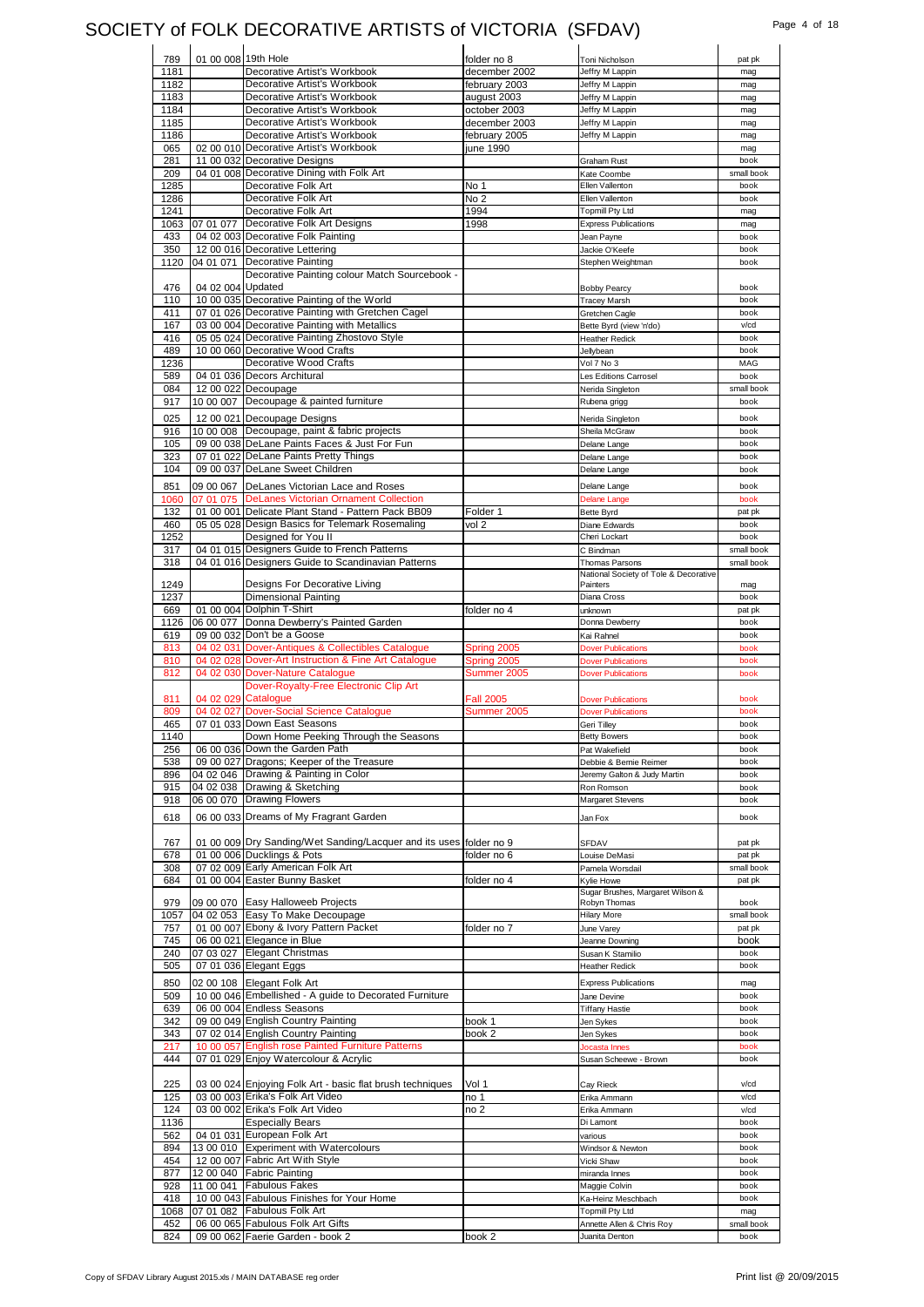# SOCIETY of FOLK DECORATIVE ARTISTS of VICTORIA (SFDAV)

| | | | | | |
|---|---|---|---|---|---|
| 789 | 01 00 008 | 19th Hole | folder no 8 | Toni Nicholson | pat pk |
| 1181 | | Decorative Artist's Workbook | december 2002 | Jeffry M Lappin | mag |
| 1182 | | Decorative Artist's Workbook | february 2003 | Jeffry M Lappin | mag |
| 1183 | | Decorative Artist's Workbook | august 2003 | Jeffry M Lappin | mag |
| 1184 | | Decorative Artist's Workbook | october 2003 | Jeffry M Lappin | mag |
| 1185 | | Decorative Artist's Workbook | december 2003 | Jeffry M Lappin | mag |
| 1186 | | Decorative Artist's Workbook | february 2005 | Jeffry M Lappin | mag |
| 065 | 02 00 010 | Decorative Artist's Workbook | june 1990 | | mag |
| 281 | 11 00 032 | Decorative Designs | | Graham Rust | book |
| 209 | 04 01 008 | Decorative Dining with Folk Art | | Kate Coombe | small book |
| 1285 | | Decorative Folk Art | No 1 | Ellen Vallenton | book |
| 1286 | | Decorative Folk Art | No 2 | Ellen Vallenton | book |
| 1241 | | Decorative Folk Art | 1994 | Topmill Pty Ltd | mag |
| 1063 | 07 01 077 | Decorative Folk Art Designs | 1998 | Express Publications | mag |
| 433 | 04 02 003 | Decorative Folk Painting | | Jean Payne | book |
| 350 | 12 00 016 | Decorative Lettering | | Jackie O'Keefe | book |
| 1120 | 04 01 071 | Decorative Painting | | Stephen Weightman | book |
| 476 | 04 02 004 | Decorative Painting colour Match Sourcebook - Updated | | Bobby Pearcy | book |
| 110 | 10 00 035 | Decorative Painting of the World | | Tracey Marsh | book |
| 411 | 07 01 026 | Decorative Painting with Gretchen Cagel | | Gretchen Cagle | book |
| 167 | 03 00 004 | Decorative Painting with Metallics | | Bette Byrd (view 'n'do) | v/cd |
| 416 | 05 05 024 | Decorative Painting Zhostovo Style | | Heather Redick | book |
| 489 | 10 00 060 | Decorative Wood Crafts | | Jellybean | book |
| 1236 | | Decorative Wood Crafts | | Vol 7 No 3 | MAG |
| 589 | 04 01 036 | Decors Architural | | Les Editions Carrosel | book |
| 084 | 12 00 022 | Decoupage | | Nerida Singleton | small book |
| 917 | 10 00 007 | Decoupage & painted furniture | | Rubena grigg | book |
| 025 | 12 00 021 | Decoupage Designs | | Nerida Singleton | book |
| 916 | 10 00 008 | Decoupage, paint & fabric projects | | Sheila McGraw | book |
| 105 | 09 00 038 | DeLane Paints Faces & Just For Fun | | Delane Lange | book |
| 323 | 07 01 022 | DeLane Paints Pretty Things | | Delane Lange | book |
| 104 | 09 00 037 | DeLane Sweet Children | | Delane Lange | book |
| 851 | 09 00 067 | DeLanes Victorian Lace and Roses | | Delane Lange | book |
| 1060 | 07 01 075 | DeLanes Victorian Ornament Collection | | Delane Lange | book |
| 132 | 01 00 001 | Delicate Plant Stand - Pattern Pack BB09 | Folder 1 | Bette Byrd | pat pk |
| 460 | 05 05 028 | Design Basics for Telemark Rosemaling | vol 2 | Diane Edwards | book |
| 1252 | | Designed for You II | | Cheri Lockart | book |
| 317 | 04 01 015 | Designers Guide to French Patterns | | C Bindman | small book |
| 318 | 04 01 016 | Designers Guide to Scandinavian Patterns | | Thomas Parsons | small book |
| 1249 | | Designs For Decorative Living | | National Society of Tole & Decorative Painters | mag |
| 1237 | | Dimensional Painting | | Diana Cross | book |
| 669 | 01 00 004 | Dolphin T-Shirt | folder no 4 | unknown | pat pk |
| 1126 | 06 00 077 | Donna Dewberry's Painted Garden | | Donna Dewberry | book |
| 619 | 09 00 032 | Don't be a Goose | | Kai Rahnel | book |
| 813 | 04 02 031 | Dover-Antiques & Collectibles Catalogue | Spring 2005 | Dover Publications | book |
| 810 | 04 02 028 | Dover-Art Instruction & Fine Art Catalogue | Spring 2005 | Dover Publications | book |
| 812 | 04 02 030 | Dover-Nature Catalogue | Summer 2005 | Dover Publications | book |
| 811 | 04 02 029 | Dover-Royalty-Free Electronic Clip Art Catalogue | Fall 2005 | Dover Publications | book |
| 809 | 04 02 027 | Dover-Social Science Catalogue | Summer 2005 | Dover Publications | book |
| 465 | 07 01 033 | Down East Seasons | | Geri Tilley | book |
| 1140 | | Down Home Peeking Through the Seasons | | Betty Bowers | book |
| 256 | 06 00 036 | Down the Garden Path | | Pat Wakefield | book |
| 538 | 09 00 027 | Dragons; Keeper of the Treasure | | Debbie & Bernie Reimer | book |
| 896 | 04 02 046 | Drawing & Painting in Color | | Jeremy Galton & Judy Martin | book |
| 915 | 04 02 038 | Drawing & Sketching | | Ron Romson | book |
| 918 | 06 00 070 | Drawing Flowers | | Margaret Stevens | book |
| 618 | 06 00 033 | Dreams of My Fragrant Garden | | Jan Fox | book |
| 767 | 01 00 009 | Dry Sanding/Wet Sanding/Lacquer and its uses | folder no 9 | SFDAV | pat pk |
| 678 | 01 00 006 | Ducklings & Pots | folder no 6 | Louise DeMasi | pat pk |
| 308 | 07 02 009 | Early American Folk Art | | Pamela Worsdail | small book |
| 684 | 01 00 004 | Easter Bunny Basket | folder no 4 | Kylie Howe | pat pk |
| 979 | 09 00 070 | Easy Halloweeb Projects | | Sugar Brushes, Margaret Wilson & Robyn Thomas | book |
| 1057 | 04 02 053 | Easy To Make Decoupage | | Hilary More | small book |
| 757 | 01 00 007 | Ebony & Ivory Pattern Packet | folder no 7 | June Varey | pat pk |
| 745 | 06 00 021 | Elegance in Blue | | Jeanne Downing | book |
| 240 | 07 03 027 | Elegant Christmas | | Susan K Stamilio | book |
| 505 | 07 01 036 | Elegant Eggs | | Heather Redick | book |
| 850 | 02 00 108 | Elegant Folk Art | | Express Publications | mag |
| 509 | 10 00 046 | Embellished - A guide to Decorated Furniture | | Jane Devine | book |
| 639 | 06 00 004 | Endless Seasons | | Tiffany Hastie | book |
| 342 | 09 00 049 | English Country Painting | book 1 | Jen Sykes | book |
| 343 | 07 02 014 | English Country Painting | book 2 | Jen Sykes | book |
| 217 | 10 00 057 | English rose Painted Furniture Patterns | | Jocasta Innes | book |
| 444 | 07 01 029 | Enjoy Watercolour & Acrylic | | Susan Scheewe - Brown | book |
| 225 | 03 00 024 | Enjoying Folk Art - basic flat brush techniques | Vol 1 | Cay Rieck | v/cd |
| 125 | 03 00 003 | Erika's Folk Art Video | no 1 | Erika Ammann | v/cd |
| 124 | 03 00 002 | Erika's Folk Art Video | no 2 | Erika Ammann | v/cd |
| 1136 | | Especially Bears | | Di Lamont | book |
| 562 | 04 01 031 | European Folk Art | | various | book |
| 894 | 13 00 010 | Experiment with Watercolours | | Windsor & Newton | book |
| 454 | 12 00 007 | Fabric Art With Style | | Vicki Shaw | book |
| 877 | 12 00 040 | Fabric Painting | | miranda Innes | book |
| 928 | 11 00 041 | Fabulous Fakes | | Maggie Colvin | book |
| 418 | 10 00 043 | Fabulous Finishes for Your Home | | Ka-Heinz Meschbach | book |
| 1068 | 07 01 082 | Fabulous Folk Art | | Topmill Pty Ltd | mag |
| 452 | 06 00 065 | Fabulous Folk Art Gifts | | Annette Allen & Chris Roy | small book |
| 824 | 09 00 062 | Faerie Garden - book 2 | book 2 | Juanita Denton | book |

Copy of SFDAV Library August 2015.xls / MAIN DATABASE reg order

Print list @ 20/09/2015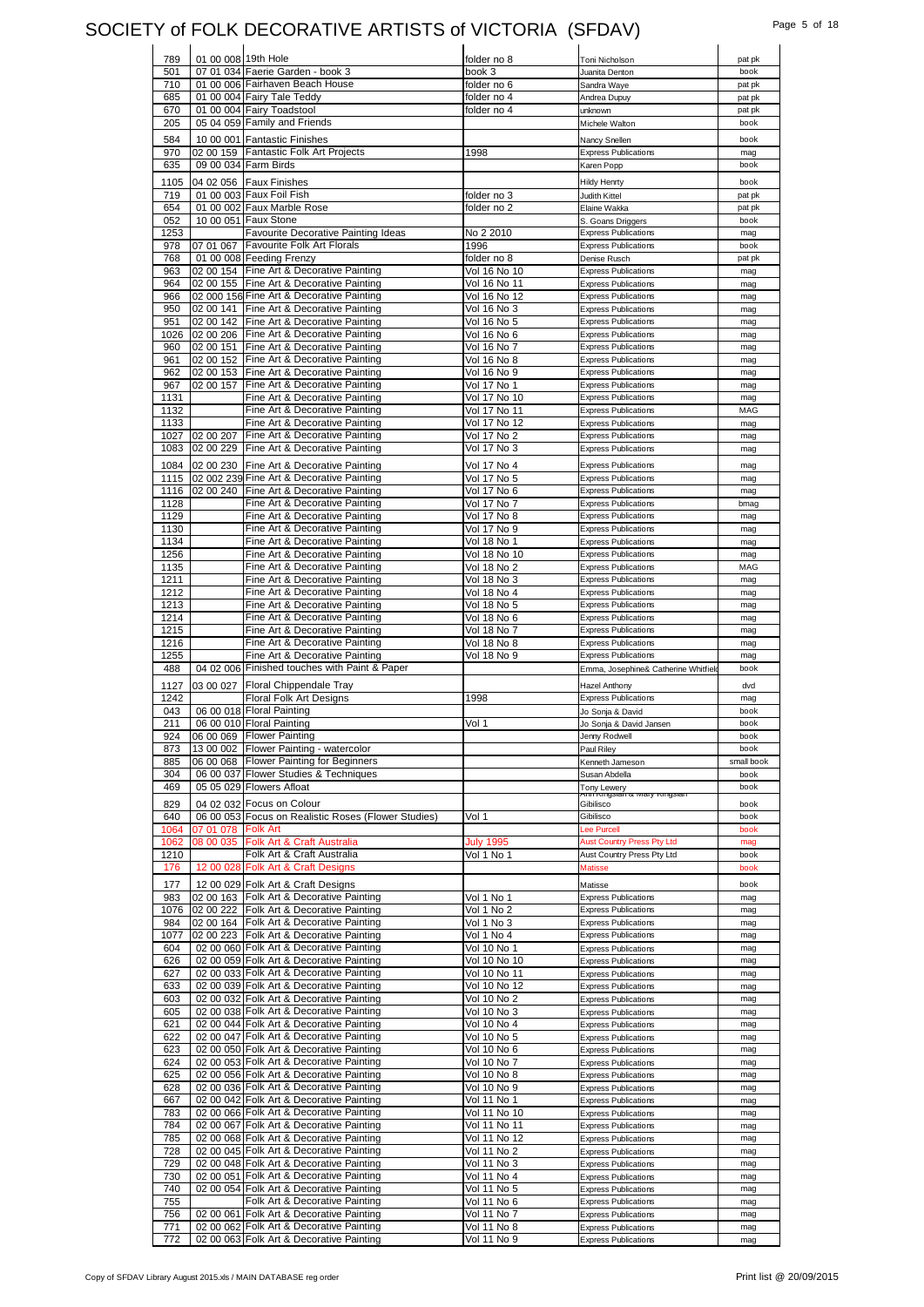# SOCIETY of FOLK DECORATIVE ARTISTS of VICTORIA (SFDAV)

| | | | | | |
|---|---|---|---|---|---|
| 789 | 01 00 008 | 19th Hole | folder no 8 | Toni Nicholson | pat pk |
| 501 | 07 01 034 | Faerie Garden - book 3 | book 3 | Juanita Denton | book |
| 710 | 01 00 006 | Fairhaven Beach House | folder no 6 | Sandra Waye | pat pk |
| 685 | 01 00 004 | Fairy Tale Teddy | folder no 4 | Andrea Dupuy | pat pk |
| 670 | 01 00 004 | Fairy Toadstool | folder no 4 | unknown | pat pk |
| 205 | 05 04 059 | Family and Friends | | Michele Walton | book |
| 584 | 10 00 001 | Fantastic Finishes | | Nancy Snellen | book |
| 970 | 02 00 159 | Fantastic Folk Art Projects | 1998 | Express Publications | mag |
| 635 | 09 00 034 | Farm Birds | | Karen Popp | book |
| 1105 | 04 02 056 | Faux Finishes | | Hildy Henrty | book |
| 719 | 01 00 003 | Faux Foil Fish | folder no 3 | Judith Kittel | pat pk |
| 654 | 01 00 002 | Faux Marble Rose | folder no 2 | Elaine Wakka | pat pk |
| 052 | 10 00 051 | Faux Stone | | S. Goans Driggers | book |
| 1253 | | Favourite Decorative Painting Ideas | No 2 2010 | Express Publications | mag |
| 978 | 07 01 067 | Favourite Folk Art Florals | 1996 | Express Publications | book |
| 768 | 01 00 008 | Feeding Frenzy | folder no 8 | Denise Rusch | pat pk |
| 963 | 02 00 154 | Fine Art & Decorative Painting | Vol 16 No 10 | Express Publications | mag |
| 964 | 02 00 155 | Fine Art & Decorative Painting | Vol 16 No 11 | Express Publications | mag |
| 966 | 02 000 156 | Fine Art & Decorative Painting | Vol 16 No 12 | Express Publications | mag |
| 950 | 02 00 141 | Fine Art & Decorative Painting | Vol 16 No 3 | Express Publications | mag |
| 951 | 02 00 142 | Fine Art & Decorative Painting | Vol 16 No 5 | Express Publications | mag |
| 1026 | 02 00 206 | Fine Art & Decorative Painting | Vol 16 No 6 | Express Publications | mag |
| 960 | 02 00 151 | Fine Art & Decorative Painting | Vol 16 No 7 | Express Publications | mag |
| 961 | 02 00 152 | Fine Art & Decorative Painting | Vol 16 No 8 | Express Publications | mag |
| 962 | 02 00 153 | Fine Art & Decorative Painting | Vol 16 No 9 | Express Publications | mag |
| 967 | 02 00 157 | Fine Art & Decorative Painting | Vol 17 No 1 | Express Publications | mag |
| 1131 | | Fine Art & Decorative Painting | Vol 17 No 10 | Express Publications | mag |
| 1132 | | Fine Art & Decorative Painting | Vol 17 No 11 | Express Publications | MAG |
| 1133 | | Fine Art & Decorative Painting | Vol 17 No 12 | Express Publications | mag |
| 1027 | 02 00 207 | Fine Art & Decorative Painting | Vol 17 No 2 | Express Publications | mag |
| 1083 | 02 00 229 | Fine Art & Decorative Painting | Vol 17 No 3 | Express Publications | mag |
| 1084 | 02 00 230 | Fine Art & Decorative Painting | Vol 17 No 4 | Express Publications | mag |
| 1115 | 02 002 239 | Fine Art & Decorative Painting | Vol 17 No 5 | Express Publications | mag |
| 1116 | 02 00 240 | Fine Art & Decorative Painting | Vol 17 No 6 | Express Publications | mag |
| 1128 | | Fine Art & Decorative Painting | Vol 17 No 7 | Express Publications | bmag |
| 1129 | | Fine Art & Decorative Painting | Vol 17 No 8 | Express Publications | mag |
| 1130 | | Fine Art & Decorative Painting | Vol 17 No 9 | Express Publications | mag |
| 1134 | | Fine Art & Decorative Painting | Vol 18 No 1 | Express Publications | mag |
| 1256 | | Fine Art & Decorative Painting | Vol 18 No 10 | Express Publications | mag |
| 1135 | | Fine Art & Decorative Painting | Vol 18 No 2 | Express Publications | MAG |
| 1211 | | Fine Art & Decorative Painting | Vol 18 No 3 | Express Publications | mag |
| 1212 | | Fine Art & Decorative Painting | Vol 18 No 4 | Express Publications | mag |
| 1213 | | Fine Art & Decorative Painting | Vol 18 No 5 | Express Publications | mag |
| 1214 | | Fine Art & Decorative Painting | Vol 18 No 6 | Express Publications | mag |
| 1215 | | Fine Art & Decorative Painting | Vol 18 No 7 | Express Publications | mag |
| 1216 | | Fine Art & Decorative Painting | Vol 18 No 8 | Express Publications | mag |
| 1255 | | Fine Art & Decorative Painting | Vol 18 No 9 | Express Publications | mag |
| 488 | 04 02 006 | Finished touches with Paint & Paper | | Emma, Josephine& Catherine Whitfield | book |
| 1127 | 03 00 027 | Floral Chippendale Tray | | Hazel Anthony | dvd |
| 1242 | | Floral Folk Art Designs | 1998 | Express Publications | mag |
| 043 | 06 00 018 | Floral Painting | | Jo Sonja & David | book |
| 211 | 06 00 010 | Floral Painting | Vol 1 | Jo Sonja & David Jansen | book |
| 924 | 06 00 069 | Flower Painting | | Jenny Rodwell | book |
| 873 | 13 00 002 | Flower Painting - watercolor | | Paul Riley | book |
| 885 | 06 00 068 | Flower Painting for Beginners | | Kenneth Jameson | small book |
| 304 | 06 00 037 | Flower Studies & Techniques | | Susan Abdella | book |
| 469 | 05 05 029 | Flowers Afloat | | Tony Lewery | book |
| 829 | 04 02 032 | Focus on Colour | | Ann Kingslan & Mary Kingslan Gibilisco | book |
| 640 | 06 00 053 | Focus on Realistic Roses (Flower Studies) | Vol 1 | Gibilisco | book |
| 1064 | 07 01 078 | Folk Art | | Lee Purcell | book |
| 1062 | 08 00 035 | Folk Art & Craft Australia | July 1995 | Aust Country Press Pty Ltd | mag |
| 1210 | | Folk Art & Craft Australia | Vol 1 No 1 | Aust Country Press Pty Ltd | book |
| 176 | 12 00 028 | Folk Art & Craft Designs | | Matisse | book |
| 177 | 12 00 029 | Folk Art & Craft Designs | | Matisse | book |
| 983 | 02 00 163 | Folk Art & Decorative Painting | Vol 1 No 1 | Express Publications | mag |
| 1076 | 02 00 222 | Folk Art & Decorative Painting | Vol 1 No 2 | Express Publications | mag |
| 984 | 02 00 164 | Folk Art & Decorative Painting | Vol 1 No 3 | Express Publications | mag |
| 1077 | 02 00 223 | Folk Art & Decorative Painting | Vol 1 No 4 | Express Publications | mag |
| 604 | 02 00 060 | Folk Art & Decorative Painting | Vol 10 No 1 | Express Publications | mag |
| 626 | 02 00 059 | Folk Art & Decorative Painting | Vol 10 No 10 | Express Publications | mag |
| 627 | 02 00 033 | Folk Art & Decorative Painting | Vol 10 No 11 | Express Publications | mag |
| 633 | 02 00 039 | Folk Art & Decorative Painting | Vol 10 No 12 | Express Publications | mag |
| 603 | 02 00 032 | Folk Art & Decorative Painting | Vol 10 No 2 | Express Publications | mag |
| 605 | 02 00 038 | Folk Art & Decorative Painting | Vol 10 No 3 | Express Publications | mag |
| 621 | 02 00 044 | Folk Art & Decorative Painting | Vol 10 No 4 | Express Publications | mag |
| 622 | 02 00 047 | Folk Art & Decorative Painting | Vol 10 No 5 | Express Publications | mag |
| 623 | 02 00 050 | Folk Art & Decorative Painting | Vol 10 No 6 | Express Publications | mag |
| 624 | 02 00 053 | Folk Art & Decorative Painting | Vol 10 No 7 | Express Publications | mag |
| 625 | 02 00 056 | Folk Art & Decorative Painting | Vol 10 No 8 | Express Publications | mag |
| 628 | 02 00 036 | Folk Art & Decorative Painting | Vol 10 No 9 | Express Publications | mag |
| 667 | 02 00 042 | Folk Art & Decorative Painting | Vol 11 No 1 | Express Publications | mag |
| 783 | 02 00 066 | Folk Art & Decorative Painting | Vol 11 No 10 | Express Publications | mag |
| 784 | 02 00 067 | Folk Art & Decorative Painting | Vol 11 No 11 | Express Publications | mag |
| 785 | 02 00 068 | Folk Art & Decorative Painting | Vol 11 No 12 | Express Publications | mag |
| 728 | 02 00 045 | Folk Art & Decorative Painting | Vol 11 No 2 | Express Publications | mag |
| 729 | 02 00 048 | Folk Art & Decorative Painting | Vol 11 No 3 | Express Publications | mag |
| 730 | 02 00 051 | Folk Art & Decorative Painting | Vol 11 No 4 | Express Publications | mag |
| 740 | 02 00 054 | Folk Art & Decorative Painting | Vol 11 No 5 | Express Publications | mag |
| 755 | | Folk Art & Decorative Painting | Vol 11 No 6 | Express Publications | mag |
| 756 | 02 00 061 | Folk Art & Decorative Painting | Vol 11 No 7 | Express Publications | mag |
| 771 | 02 00 062 | Folk Art & Decorative Painting | Vol 11 No 8 | Express Publications | mag |
| 772 | 02 00 063 | Folk Art & Decorative Painting | Vol 11 No 9 | Express Publications | mag |

Copy of SFDAV Library August 2015.xls / MAIN DATABASE reg order

Print list @ 20/09/2015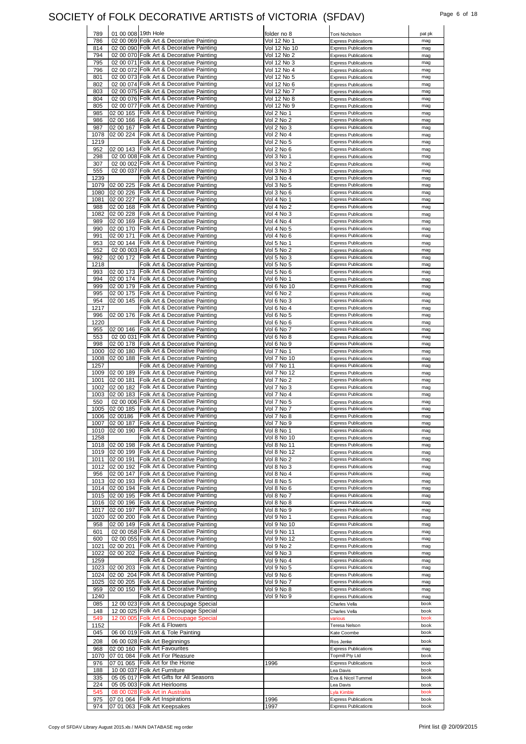# SOCIETY of FOLK DECORATIVE ARTISTS of VICTORIA (SFDAV)

| | | | | | |
|---|---|---|---|---|---|
| 789 | 01 00 008 | 19th Hole | folder no 8 | Toni Nicholson | pat pk |
| 786 | 02 00 069 | Folk Art & Decorative Painting | Vol 12 No 1 | Express Publications | mag |
| 814 | 02 00 090 | Folk Art & Decorative Painting | Vol 12 No 10 | Express Publications | mag |
| 794 | 02 00 070 | Folk Art & Decorative Painting | Vol 12 No 2 | Express Publications | mag |
| 795 | 02 00 071 | Folk Art & Decorative Painting | Vol 12 No 3 | Express Publications | mag |
| 796 | 02 00 072 | Folk Art & Decorative Painting | Vol 12 No 4 | Express Publications | mag |
| 801 | 02 00 073 | Folk Art & Decorative Painting | Vol 12 No 5 | Express Publications | mag |
| 802 | 02 00 074 | Folk Art & Decorative Painting | Vol 12 No 6 | Express Publications | mag |
| 803 | 02 00 075 | Folk Art & Decorative Painting | Vol 12 No 7 | Express Publications | mag |
| 804 | 02 00 076 | Folk Art & Decorative Painting | Vol 12 No 8 | Express Publications | mag |
| 805 | 02 00 077 | Folk Art & Decorative Painting | Vol 12 No 9 | Express Publications | mag |
| 985 | 02 00 165 | Folk Art & Decorative Painting | Vol 2 No 1 | Express Publications | mag |
| 986 | 02 00 166 | Folk Art & Decorative Painting | Vol 2 No 2 | Express Publications | mag |
| 987 | 02 00 167 | Folk Art & Decorative Painting | Vol 2 No 3 | Express Publications | mag |
| 1078 | 02 00 224 | Folk Art & Decorative Painting | Vol 2 No 4 | Express Publications | mag |
| 1219 | | Folk Art & Decorative Painting | Vol 2 No 5 | Express Publications | mag |
| 952 | 02 00 143 | Folk Art & Decorative Painting | Vol 2 No 6 | Express Publications | mag |
| 298 | 02 00 008 | Folk Art & Decorative Painting | Vol 3 No 1 | Express Publications | mag |
| 307 | 02 00 002 | Folk Art & Decorative Painting | Vol 3 No 2 | Express Publications | mag |
| 555 | 02 00 037 | Folk Art & Decorative Painting | Vol 3 No 3 | Express Publications | mag |
| 1239 | | Folk Art & Decorative Painting | Vol 3 No 4 | Express Publications | mag |
| 1079 | 02 00 225 | Folk Art & Decorative Painting | Vol 3 No 5 | Express Publications | mag |
| 1080 | 02 00 226 | Folk Art & Decorative Painting | Vol 3 No 6 | Express Publications | mag |
| 1081 | 02 00 227 | Folk Art & Decorative Painting | Vol 4 No 1 | Express Publications | mag |
| 988 | 02 00 168 | Folk Art & Decorative Painting | Vol 4 No 2 | Express Publications | mag |
| 1082 | 02 00 228 | Folk Art & Decorative Painting | Vol 4 No 3 | Express Publications | mag |
| 989 | 02 00 169 | Folk Art & Decorative Painting | Vol 4 No 4 | Express Publications | mag |
| 990 | 02 00 170 | Folk Art & Decorative Painting | Vol 4 No 5 | Express Publications | mag |
| 991 | 02 00 171 | Folk Art & Decorative Painting | Vol 4 No 6 | Express Publications | mag |
| 953 | 02 00 144 | Folk Art & Decorative Painting | Vol 5 No 1 | Express Publications | mag |
| 552 | 02 00 003 | Folk Art & Decorative Painting | Vol 5 No 2 | Express Publications | mag |
| 992 | 02 00 172 | Folk Art & Decorative Painting | Vol 5 No 3 | Express Publications | mag |
| 1218 | | Folk Art & Decorative Painting | Vol 5 No 5 | Express Publications | mag |
| 993 | 02 00 173 | Folk Art & Decorative Painting | Vol 5 No 6 | Express Publications | mag |
| 994 | 02 00 174 | Folk Art & Decorative Painting | Vol 6 No 1 | Express Publications | mag |
| 999 | 02 00 179 | Folk Art & Decorative Painting | Vol 6 No 10 | Express Publications | mag |
| 995 | 02 00 175 | Folk Art & Decorative Painting | Vol 6 No 2 | Express Publications | mag |
| 954 | 02 00 145 | Folk Art & Decorative Painting | Vol 6 No 3 | Express Publications | mag |
| 1217 | | Folk Art & Decorative Painting | Vol 6 No 4 | Express Publications | mag |
| 996 | 02 00 176 | Folk Art & Decorative Painting | Vol 6 No 5 | Express Publications | mag |
| 1220 | | Folk Art & Decorative Painting | Vol 6 No 6 | Express Publications | mag |
| 955 | 02 00 146 | Folk Art & Decorative Painting | Vol 6 No 7 | Express Publications | mag |
| 553 | 02 00 031 | Folk Art & Decorative Painting | Vol 6 No 8 | Express Publications | mag |
| 998 | 02 00 178 | Folk Art & Decorative Painting | Vol 6 No 9 | Express Publications | mag |
| 1000 | 02 00 180 | Folk Art & Decorative Painting | Vol 7 No 1 | Express Publications | mag |
| 1008 | 02 00 188 | Folk Art & Decorative Painting | Vol 7 No 10 | Express Publications | mag |
| 1257 | | Folk Art & Decorative Painting | Vol 7 No 11 | Express Publications | mag |
| 1009 | 02 00 189 | Folk Art & Decorative Painting | Vol 7 No 12 | Express Publications | mag |
| 1001 | 02 00 181 | Folk Art & Decorative Painting | Vol 7 No 2 | Express Publications | mag |
| 1002 | 02 00 182 | Folk Art & Decorative Painting | Vol 7 No 3 | Express Publications | mag |
| 1003 | 02 00 183 | Folk Art & Decorative Painting | Vol 7 No 4 | Express Publications | mag |
| 550 | 02 00 006 | Folk Art & Decorative Painting | Vol 7 No 5 | Express Publications | mag |
| 1005 | 02 00 185 | Folk Art & Decorative Painting | Vol 7 No 7 | Express Publications | mag |
| 1006 | 02 00186 | Folk Art & Decorative Painting | Vol 7 No 8 | Express Publications | mag |
| 1007 | 02 00 187 | Folk Art & Decorative Painting | Vol 7 No 9 | Express Publications | mag |
| 1010 | 02 00 190 | Folk Art & Decorative Painting | Vol 8 No 1 | Express Publications | mag |
| 1258 | | Folk Art & Decorative Painting | Vol 8 No 10 | Express Publications | mag |
| 1018 | 02 00 198 | Folk Art & Decorative Painting | Vol 8 No 11 | Express Publications | mag |
| 1019 | 02 00 199 | Folk Art & Decorative Painting | Vol 8 No 12 | Express Publications | mag |
| 1011 | 02 00 191 | Folk Art & Decorative Painting | Vol 8 No 2 | Express Publications | mag |
| 1012 | 02 00 192 | Folk Art & Decorative Painting | Vol 8 No 3 | Express Publications | mag |
| 956 | 02 00 147 | Folk Art & Decorative Painting | Vol 8 No 4 | Express Publications | mag |
| 1013 | 02 00 193 | Folk Art & Decorative Painting | Vol 8 No 5 | Express Publications | mag |
| 1014 | 02 00 194 | Folk Art & Decorative Painting | Vol 8 No 6 | Express Publications | mag |
| 1015 | 02 00 195 | Folk Art & Decorative Painting | Vol 8 No 7 | Express Publications | mag |
| 1016 | 02 00 196 | Folk Art & Decorative Painting | Vol 8 No 8 | Express Publications | mag |
| 1017 | 02 00 197 | Folk Art & Decorative Painting | Vol 8 No 9 | Express Publications | mag |
| 1020 | 02 00 200 | Folk Art & Decorative Painting | Vol 9 No 1 | Express Publications | mag |
| 958 | 02 00 149 | Folk Art & Decorative Painting | Vol 9 No 10 | Express Publications | mag |
| 601 | 02 00 058 | Folk Art & Decorative Painting | Vol 9 No 11 | Express Publications | mag |
| 600 | 02 00 055 | Folk Art & Decorative Painting | Vol 9 No 12 | Express Publications | mag |
| 1021 | 02 00 201 | Folk Art & Decorative Painting | Vol 9 No 2 | Express Publications | mag |
| 1022 | 02 00 202 | Folk Art & Decorative Painting | Vol 9 No 3 | Express Publications | mag |
| 1259 | | Folk Art & Decorative Painting | Vol 9 No 4 | Express Publications | mag |
| 1023 | 02 00 203 | Folk Art & Decorative Painting | Vol 9 No 5 | Express Publications | mag |
| 1024 | 02 00 204 | Folk Art & Decorative Painting | Vol 9 No 6 | Express Publications | mag |
| 1025 | 02 00 205 | Folk Art & Decorative Painting | Vol 9 No 7 | Express Publications | mag |
| 959 | 02 00 150 | Folk Art & Decorative Painting | Vol 9 No 8 | Express Publications | mag |
| 1240 | | Folk Art & Decorative Painting | Vol 9 No 9 | Express Publications | mag |
| 085 | 12 00 023 | Folk Art & Decoupage Special | | Charles Vella | book |
| 148 | 12 00 025 | Folk Art & Decoupage Special | | Charles Vella | book |
| 549 | 12 00 005 | Folk Art & Decoupage Special | | various | book |
| 1152 | | Folk Art & Flowers | | Teresa Nelson | book |
| 045 | 06 00 019 | Folk Art & Tole Painting | | Kate Coombe | book |
| 208 | 06 00 028 | Folk Art Beginnings | | Ros Jenke | book |
| 968 | 02 00 160 | Folk Art Favourites | | Express Publications | mag |
| 1070 | 07 01 084 | Folk Art For Pleasure | | Topmill Pty Ltd | book |
| 976 | 07 01 065 | Folk Art for the Home | 1996 | Express Publications | book |
| 188 | 10 00 037 | Folk Art Furniture | | Lea Davis | book |
| 335 | 05 05 017 | Folk Art Gifts for All Seasons | | Eva & Nicol Tummel | book |
| 224 | 05 05 003 | Folk Art Heirlooms | | Lea Davis | book |
| 545 | 08 00 028 | Folk Art in Australia | | Lyla Kimble | book |
| 975 | 07 01 064 | Folk Art Inspirations | 1996 | Express Publications | book |
| 974 | 07 01 063 | Folk Art Keepsakes | 1997 | Express Publications | book |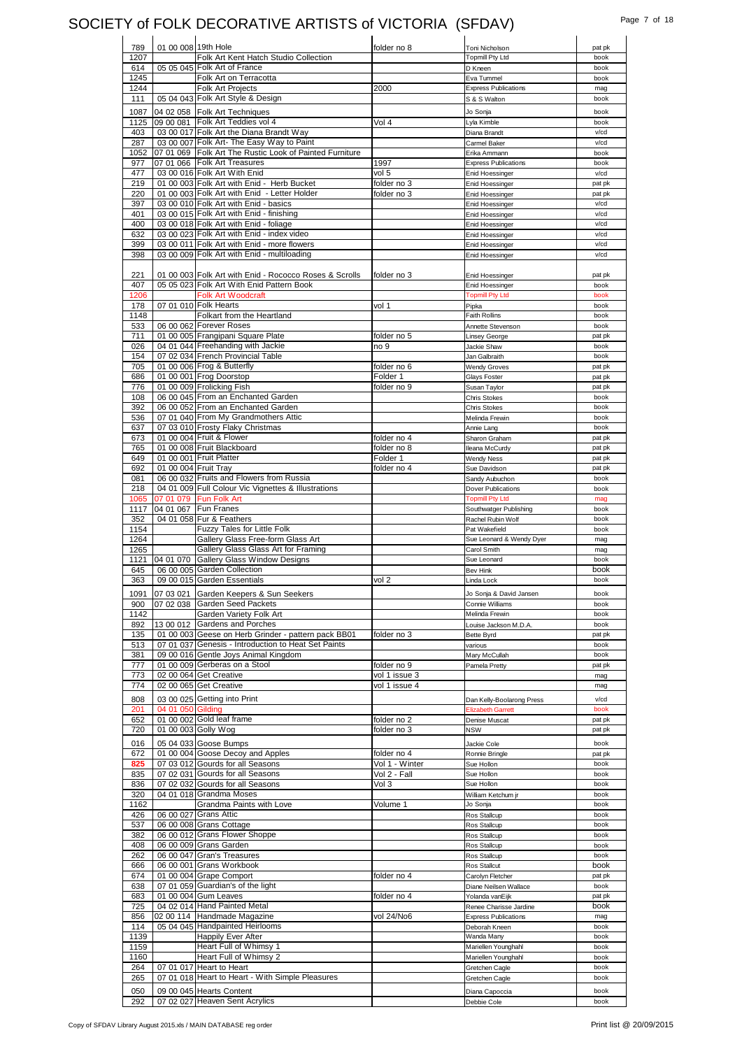# SOCIETY of FOLK DECORATIVE ARTISTS of VICTORIA (SFDAV)

| | | | | | |
|---|---|---|---|---|---|
| 789 | 01 00 008 | 19th Hole | folder no 8 | Toni Nicholson | pat pk |
| 1207 | | Folk Art Kent Hatch Studio Collection | | Topmill Pty Ltd | book |
| 614 | 05 05 045 | Folk Art of France | | D Kneen | book |
| 1245 | | Folk Art on Terracotta | | Eva Tummel | book |
| 1244 | | Folk Art Projects | 2000 | Express Publications | mag |
| 111 | 05 04 043 | Folk Art Style & Design | | S & S Walton | book |
| 1087 | 04 02 058 | Folk Art Techniques | | Jo Sonja | book |
| 1125 | 09 00 081 | Folk Art Teddies vol 4 | Vol 4 | Lyla Kimble | book |
| 403 | 03 00 017 | Folk Art the Diana Brandt Way | | Diana Brandt | v/cd |
| 287 | 03 00 007 | Folk Art- The Easy Way to Paint | | Carmel Baker | v/cd |
| 1052 | 07 01 069 | Folk Art The Rustic Look of Painted Furniture | | Erika Ammann | book |
| 977 | 07 01 066 | Folk Art Treasures | 1997 | Express Publications | book |
| 477 | 03 00 016 | Folk Art With Enid | vol 5 | Enid Hoessinger | v/cd |
| 219 | 01 00 003 | Folk Art with Enid - Herb Bucket | folder no 3 | Enid Hoessinger | pat pk |
| 220 | 01 00 003 | Folk Art with Enid - Letter Holder | folder no 3 | Enid Hoessinger | pat pk |
| 397 | 03 00 010 | Folk Art with Enid - basics | | Enid Hoessinger | v/cd |
| 401 | 03 00 015 | Folk Art with Enid - finishing | | Enid Hoessinger | v/cd |
| 400 | 03 00 018 | Folk Art with Enid - foliage | | Enid Hoessinger | v/cd |
| 632 | 03 00 023 | Folk Art with Enid - index video | | Enid Hoessinger | v/cd |
| 399 | 03 00 011 | Folk Art with Enid - more flowers | | Enid Hoessinger | v/cd |
| 398 | 03 00 009 | Folk Art with Enid - multiloading | | Enid Hoessinger | v/cd |
| 221 | 01 00 003 | Folk Art with Enid - Rococco Roses & Scrolls | folder no 3 | Enid Hoessinger | pat pk |
| 407 | 05 05 023 | Folk Art With Enid Pattern Book | | Enid Hoessinger | book |
| 1206 | | Folk Art Woodcraft | | Topmill Pty Ltd | book |
| 178 | 07 01 010 | Folk Hearts | vol 1 | Pipka | book |
| 1148 | | Folkart from the Heartland | | Faith Rollins | book |
| 533 | 06 00 062 | Forever Roses | | Annette Stevenson | book |
| 711 | 01 00 005 | Frangipani Square Plate | folder no 5 | Linsey George | pat pk |
| 026 | 04 01 044 | Freehanding with Jackie | no 9 | Jackie Shaw | book |
| 154 | 07 02 034 | French Provincial Table | | Jan Galbraith | book |
| 705 | 01 00 006 | Frog & Butterfly | folder no 6 | Wendy Groves | pat pk |
| 686 | 01 00 001 | Frog Doorstop | Folder 1 | Glays Foster | pat pk |
| 776 | 01 00 009 | Frolicking Fish | folder no 9 | Susan Taylor | pat pk |
| 108 | 06 00 045 | From an Enchanted Garden | | Chris Stokes | book |
| 392 | 06 00 052 | From an Enchanted Garden | | Chris Stokes | book |
| 536 | 07 01 040 | From My Grandmothers Attic | | Melinda Frewin | book |
| 637 | 07 03 010 | Frosty Flaky Christmas | | Annie Lang | book |
| 673 | 01 00 004 | Fruit & Flower | folder no 4 | Sharon Graham | pat pk |
| 765 | 01 00 008 | Fruit Blackboard | folder no 8 | Ileana McCurdy | pat pk |
| 649 | 01 00 001 | Fruit Platter | Folder 1 | Wendy Ness | pat pk |
| 692 | 01 00 004 | Fruit Tray | folder no 4 | Sue Davidson | pat pk |
| 081 | 06 00 032 | Fruits and Flowers from Russia | | Sandy Aubuchon | book |
| 218 | 04 01 009 | Full Colour Vic Vignettes & Illustrations | | Dover Publications | book |
| 1065 | 07 01 079 | Fun Folk Art | | Topmill Pty Ltd | mag |
| 1117 | 04 01 067 | Fun Franes | | Southwatger Publishing | book |
| 352 | 04 01 058 | Fur & Feathers | | Rachel Rubin Wolf | book |
| 1154 | | Fuzzy Tales for Little Folk | | Pat Wakefield | book |
| 1264 | | Gallery Glass Free-form Glass Art | | Sue Leonard & Wendy Dyer | mag |
| 1265 | | Gallery Glass Glass Art for Framing | | Carol Smith | mag |
| 1121 | 04 01 070 | Gallery Glass Window Designs | | Sue Leonard | book |
| 645 | 06 00 005 | Garden Collection | | Bev Hink | book |
| 363 | 09 00 015 | Garden Essentials | vol 2 | Linda Lock | book |
| 1091 | 07 03 021 | Garden Keepers & Sun Seekers | | Jo Sonja & David Jansen | book |
| 900 | 07 02 038 | Garden Seed Packets | | Connie Williams | book |
| 1142 | | Garden Variety Folk Art | | Melinda Frewin | book |
| 892 | 13 00 012 | Gardens and Porches | | Louise Jackson M.D.A. | book |
| 135 | 01 00 003 | Geese on Herb Grinder - pattern pack BB01 | folder no 3 | Bette Byrd | pat pk |
| 513 | 07 01 037 | Genesis - Introduction to Heat Set Paints | | various | book |
| 381 | 09 00 016 | Gentle Joys Animal Kingdom | | Mary McCullah | book |
| 777 | 01 00 009 | Gerberas on a Stool | folder no 9 | Pamela Pretty | pat pk |
| 773 | 02 00 064 | Get Creative | vol 1 issue 3 | | mag |
| 774 | 02 00 065 | Get Creative | vol 1 issue 4 | | mag |
| 808 | 03 00 025 | Getting into Print | | Dan Kelly-Boolarong Press | v/cd |
| 201 | 04 01 050 | Gilding | | Elizabeth Garrett | book |
| 652 | 01 00 002 | Gold leaf frame | folder no 2 | Denise Muscat | pat pk |
| 720 | 01 00 003 | Golly Wog | folder no 3 | NSW | pat pk |
| 016 | 05 04 033 | Goose Bumps | | Jackie Cole | book |
| 672 | 01 00 004 | Goose Decoy and Apples | folder no 4 | Ronnie Bringle | pat pk |
| 825 | 07 03 012 | Gourds for all Seasons | Vol 1 - Winter | Sue Hollon | book |
| 835 | 07 02 031 | Gourds for all Seasons | Vol 2 - Fall | Sue Hollon | book |
| 836 | 07 02 032 | Gourds for all Seasons | Vol 3 | Sue Hollon | book |
| 320 | 04 01 018 | Grandma Moses | | William Ketchum jr | book |
| 1162 | | Grandma Paints with Love | Volume 1 | Jo Sonja | book |
| 426 | 06 00 027 | Grans Attic | | Ros Stallcup | book |
| 537 | 06 00 008 | Grans Cottage | | Ros Stallcup | book |
| 382 | 06 00 012 | Grans Flower Shoppe | | Ros Stallcup | book |
| 408 | 06 00 009 | Grans Garden | | Ros Stallcup | book |
| 262 | 06 00 047 | Gran's Treasures | | Ros Stallcup | book |
| 666 | 06 00 001 | Grans Workbook | | Ros Stallcut | book |
| 674 | 01 00 004 | Grape Comport | folder no 4 | Carolyn Fletcher | pat pk |
| 638 | 07 01 059 | Guardian's of the light | | Diane Neilsen Wallace | book |
| 683 | 01 00 004 | Gum Leaves | folder no 4 | Yolanda vanEijk | pat pk |
| 725 | 04 02 014 | Hand Painted Metal | | Renee Charisse Jardine | book |
| 856 | 02 00 114 | Handmade Magazine | vol 24/No6 | Express Publications | mag |
| 114 | 05 04 045 | Handpainted Heirlooms | | Deborah Kneen | book |
| 1139 | | Happily Ever After | | Wanda Many | book |
| 1159 | | Heart Full of Whimsy 1 | | Mariellen Younghahl | book |
| 1160 | | Heart Full of Whimsy 2 | | Mariellen Younghahl | book |
| 264 | 07 01 017 | Heart to Heart | | Gretchen Cagle | book |
| 265 | 07 01 018 | Heart to Heart - With Simple Pleasures | | Gretchen Cagle | book |
| 050 | 09 00 045 | Hearts Content | | Diana Capoccia | book |
| 292 | 07 02 027 | Heaven Sent Acrylics | | Debbie Cole | book |

Copy of SFDAV Library August 2015.xls / MAIN DATABASE reg order — Print list @ 20/09/2015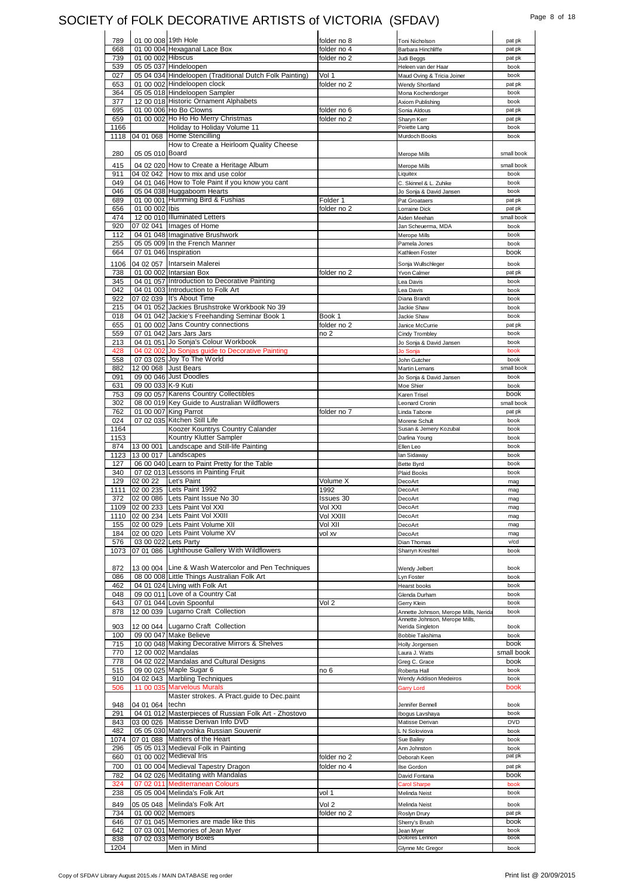# SOCIETY of FOLK DECORATIVE ARTISTS of VICTORIA (SFDAV)

| | | | | | |
|---|---|---|---|---|---|
| 789 | 01 00 008 | 19th Hole | folder no 8 | Toni Nicholson | pat pk |
| 668 | 01 00 004 | Hexagonal Lace Box | folder no 4 | Barbara Hinchliffe | pat pk |
| 739 | 01 00 002 | Hibscus | folder no 2 | Judi Beggs | pat pk |
| 539 | 05 05 037 | Hindeloopen | | Heleen van der Haar | book |
| 027 | 05 04 034 | Hindeloopen (Traditional Dutch Folk Painting) | Vol 1 | Maud Oving & Tricia Joiner | book |
| 653 | 01 00 002 | Hindeloopen clock | folder no 2 | Wendy Shortland | pat pk |
| 364 | 05 05 018 | Hindeloopen Sampler | | Mona Kochendorger | book |
| 377 | 12 00 018 | Historic Ornament Alphabets | | Axiom Publishing | book |
| 695 | 01 00 006 | Ho Bo Clowns | folder no 6 | Sonia Aldous | pat pk |
| 659 | 01 00 002 | Ho Ho Ho Merry Christmas | folder no 2 | Sharyn Kerr | pat pk |
| 1166 | | Holiday to Holiday Volume 11 | | Poiette Lang | book |
| 1118 | 04 01 068 | Home Stencilling | | Murdoch Books | book |
| 280 | 05 05 010 | How to Create a Heirloom Quality Cheese Board | | Merope Mills | small book |
| 415 | 04 02 020 | How to Create a Heritage Album | | Merope Mills | small book |
| 911 | 04 02 042 | How to mix and use color | | Liquitex | book |
| 049 | 04 01 046 | How to Tole Paint if you know you cant | | C. Skinnel & L. Zuhike | book |
| 046 | 05 04 038 | Huggaboom Hearts | | Jo Sonja & David Jansen | book |
| 689 | 01 00 001 | Humming Bird & Fushias | Folder 1 | Pat Groataers | pat pk |
| 656 | 01 00 002 | Ibis | folder no 2 | Lorraine Dick | pat pk |
| 474 | 12 00 010 | Illuminated Letters | | Aiden Meehan | small book |
| 920 | 07 02 041 | Images of Home | | Jan Scheuerma, MDA | book |
| 112 | 04 01 048 | Imaginative Brushwork | | Merope Mills | book |
| 255 | 05 05 009 | In the French Manner | | Pamela Jones | book |
| 664 | 07 01 046 | Inspiration | | Kathleen Foster | book |
| 1106 | 04 02 057 | Intarsein Malerei | | Sonja Wullschleger | book |
| 738 | 01 00 002 | Intarsian Box | folder no 2 | Yvon Calmer | pat pk |
| 345 | 04 01 057 | Introduction to Decorative Painting | | Lea Davis | book |
| 042 | 04 01 003 | Introduction to Folk Art | | Lea Davis | book |
| 922 | 07 02 039 | It's About Time | | Diana Brandt | book |
| 215 | 04 01 052 | Jackies Brushstroke Workbook No 39 | | Jackie Shaw | book |
| 018 | 04 01 042 | Jackie's Freehanding Seminar Book 1 | Book 1 | Jackie Shaw | book |
| 655 | 01 00 002 | Jans Country connections | folder no 2 | Janice McCurrie | pat pk |
| 559 | 07 01 042 | Jars Jars Jars | no 2 | Cindy Trombley | book |
| 213 | 04 01 051 | Jo Sonja's Colour Workbook | | Jo Sonja & David Jansen | book |
| 428 | 04 02 002 | Jo Sonjas guide to Decorative Painting | | Jo Sonja | book |
| 558 | 07 03 025 | Joy To The World | | John Gutcher | book |
| 882 | 12 00 068 | Just Bears | | Martin Lemans | small book |
| 091 | 09 00 046 | Just Doodles | | Jo Sonja & David Jansen | book |
| 631 | 09 00 033 | K-9 Kuti | | Moe Shier | book |
| 753 | 09 00 057 | Karens Country Collectibles | | Karen Trisel | book |
| 302 | 08 00 019 | Key Guide to Australian Wildflowers | | Leonard Cronin | small book |
| 762 | 01 00 007 | King Parrot | folder no 7 | Linda Tabone | pat pk |
| 024 | 07 02 035 | Kitchen Still Life | | Morene Schult | book |
| 1164 | | Koozer Kountrys Country Calander | | Susan & Jemery Kozubal | book |
| 1153 | | Kountry Klutter Sampler | | Darlina Young | book |
| 874 | 13 00 001 | Landscape and Still-life Painting | | Ellen Leo | book |
| 1123 | 13 00 017 | Landscapes | | Ian Sidaway | book |
| 127 | 06 00 040 | Learn to Paint Pretty for the Table | | Bette Byrd | book |
| 340 | 07 02 013 | Lessons in Painting Fruit | | Plaid Books | book |
| 129 | 02 00 22 | Let's Paint | Volume X | DecoArt | mag |
| 1111 | 02 00 235 | Lets Paint 1992 | 1992 | DecoArt | mag |
| 372 | 02 00 086 | Lets Paint Issue No 30 | Issues 30 | DecoArt | mag |
| 1109 | 02 00 233 | Lets Paint Vol XXI | Vol XXI | DecoArt | mag |
| 1110 | 02 00 234 | Lets Paint Vol XXIII | Vol XXIII | DecoArt | mag |
| 155 | 02 00 029 | Lets Paint Volume XII | Vol XII | DecoArt | mag |
| 184 | 02 00 020 | Lets Paint Volume XV | vol xv | DecoArt | mag |
| 576 | 03 00 022 | Lets Party | | Dian Thomas | v/cd |
| 1073 | 07 01 086 | Lighthouse Gallery With Wildflowers | | Sharryn Kreshtel | book |
| 872 | 13 00 004 | Line & Wash Watercolor and Pen Techniques | | Wendy Jelbert | book |
| 086 | 08 00 008 | Little Things Australian Folk Art | | Lyn Foster | book |
| 462 | 04 01 024 | Living with Folk Art | | Hearst books | book |
| 048 | 09 00 011 | Love of a Country Cat | | Glenda Durham | book |
| 643 | 07 01 044 | Lovin Spoonful | Vol 2 | Gerry Klein | book |
| 878 | 12 00 039 | Lugarno Craft Collection | | Annette Johnson, Merope Mills, Nerida | book |
| 903 | 12 00 044 | Lugarno Craft Collection | | Annette Johnson, Merope Mills, Nerida Singleton | book |
| 100 | 09 00 047 | Make Believe | | Bobbie Takshima | book |
| 715 | 10 00 048 | Making Decorative Mirrors & Shelves | | Holly Jorgensen | book |
| 770 | 12 00 002 | Mandalas | | Laura J. Watts | small book |
| 778 | 04 02 022 | Mandalas and Cultural Designs | | Greg C. Grace | book |
| 515 | 09 00 025 | Maple Sugar 6 | no 6 | Roberta Hall | book |
| 910 | 04 02 043 | Marbling Techniques | | Wendy Addison Medeiros | book |
| 506 | 11 00 035 | Marvelous Murals | | Garry Lord | book |
| 948 | 04 01 064 | Master strokes. A Pract.guide to Dec.paint techn | | Jennifer Bennell | book |
| 291 | 04 01 012 | Masterpieces of Russian Folk Art - Zhostovo | | Ibogus Lavshaya | book |
| 843 | 03 00 026 | Matisse Derivan Info DVD | | Matisse Derivan | DVD |
| 482 | 05 05 030 | Matryoshka Russian Souvenir | | L N Soloviova | book |
| 1074 | 07 01 088 | Matters of the Heart | | Sue Bailey | book |
| 296 | 05 05 013 | Medieval Folk in Painting | | Ann Johnston | book |
| 660 | 01 00 002 | Medieval Iris | folder no 2 | Deborah Keen | pat pk |
| 700 | 01 00 004 | Medieval Tapestry Dragon | folder no 4 | Ilse Gordon | pat pk |
| 782 | 04 02 026 | Meditating with Mandalas | | David Fontana | book |
| 324 | 07 02 011 | Mediterranean Colours | | Carol Sharpe | book |
| 238 | 05 05 004 | Melinda's Folk Art | vol 1 | Melinda Neist | book |
| 849 | 05 05 048 | Melinda's Folk Art | Vol 2 | Melinda Neist | book |
| 734 | 01 00 002 | Memoirs | folder no 2 | Roslyn Drury | pat pk |
| 646 | 07 01 045 | Memories are made like this | | Sherry's Brush | book |
| 642 | 07 03 001 | Memories of Jean Myer | | Jean Myer | book |
| 838 | 07 02 033 | Memory Boxes | | Dolores Lennon | book |
| 1204 | | Men in Mind | | Glynne Mc Gregor | book |

Copy of SFDAV Library August 2015.xls / MAIN DATABASE reg order

Print list @ 20/09/2015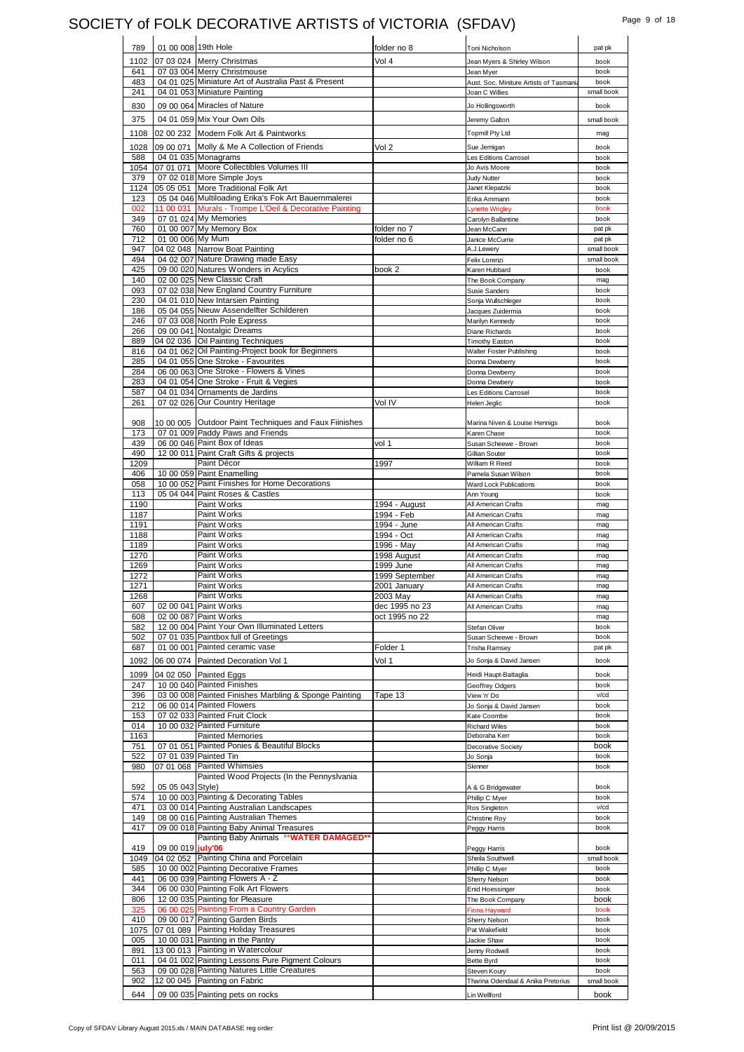# SOCIETY of FOLK DECORATIVE ARTISTS of VICTORIA (SFDAV)

| | | | | | |
|---|---|---|---|---|---|
| 789 | 01 00 008 | 19th Hole | folder no 8 | Toni Nicholson | pat pk |
| 1102 | 07 03 024 | Merry Christmas | Vol 4 | Jean Myers & Shirley Wilson | book |
| 641 | 07 03 004 | Merry Christmouse | | Jean Myer | book |
| 483 | 04 01 025 | Miniature Art of Australia Past & Present | | Aust. Soc. Miniture Artists of Tasmania | book |
| 241 | 04 01 053 | Miniature Painting | | Joan C Willies | small book |
| 830 | 09 00 064 | Miracles of Nature | | Jo Hollingsworth | book |
| 375 | 04 01 059 | Mix Your Own Oils | | Jeremy Galton | small book |
| 1108 | 02 00 232 | Modern Folk Art & Paintworks | | Topmill Pty Ltd | mag |
| 1028 | 09 00 071 | Molly & Me A Collection of Friends | Vol 2 | Sue Jernigan | book |
| 588 | 04 01 035 | Monagrams | | Les Editions Carrosel | book |
| 1054 | 07 01 071 | Moore Collectibles Volumes III | | Jo Avis Moore | book |
| 379 | 07 02 018 | More Simple Joys | | Judy Nutter | book |
| 1124 | 05 05 051 | More Traditional Folk Art | | Janet Klepatzki | book |
| 123 | 05 04 046 | Multiloading Erika's Fok Art Bauernmalerei | | Erika Ammann | book |
| 002 | 11 00 031 | Murals - Trompe L'Oeil & Decorative Painting | | Lynette Wrigley | book |
| 349 | 07 01 024 | My Memories | | Carolyn Ballantine | book |
| 760 | 01 00 007 | My Memory Box | folder no 7 | Jean McCann | pat pk |
| 712 | 01 00 006 | My Mum | folder no 6 | Janice McCurrie | pat pk |
| 947 | 04 02 048 | Narrow Boat Painting | | A.J.Lewery | small book |
| 494 | 04 02 007 | Nature Drawing made Easy | | Felix Lorenzi | small book |
| 425 | 09 00 020 | Natures Wonders in Acylics | book 2 | Karen Hubbard | book |
| 140 | 02 00 025 | New Classic Craft | | The Book Company | mag |
| 093 | 07 02 038 | New England Country Furniture | | Susie Sanders | book |
| 230 | 04 01 010 | New Intarsien Painting | | Sonja Wullschleger | book |
| 186 | 05 04 055 | Nieuw Assendelfter Schilderen | | Jacques Zuidermia | book |
| 246 | 07 03 008 | North Pole Express | | Marilyn Kennedy | book |
| 266 | 09 00 041 | Nostalgic Dreams | | Diane Richards | book |
| 889 | 04 02 036 | Oil Painting Techniques | | Timothy Easton | book |
| 816 | 04 01 062 | Oil Painting-Project book for Beginners | | Walter Foster Publishing | book |
| 285 | 04 01 055 | One Stroke - Favourites | | Donna Dewberry | book |
| 284 | 06 00 063 | One Stroke - Flowers & Vines | | Donna Dewberry | book |
| 283 | 04 01 054 | One Stroke - Fruit & Vegies | | Donna Dewbery | book |
| 587 | 04 01 034 | Ornaments de Jardins | | Les Editions Carrosel | book |
| 261 | 07 02 026 | Our Country Heritage | Vol IV | Helen Jeglic | book |
| 908 | 10 00 005 | Outdoor Paint Techniques and Faux Fiinishes | | Marina Niven & Louise Hennigs | book |
| 173 | 07 01 009 | Paddy Paws and Friends | | Karen Chase | book |
| 439 | 06 00 046 | Paint Box of Ideas | vol 1 | Susan Scheewe - Brown | book |
| 490 | 12 00 011 | Paint Craft Gifts & projects | | Gillian Souter | book |
| 1209 | | Paint Décor | 1997 | William R Reed | book |
| 406 | 10 00 059 | Paint Enamelling | | Pamela Susan Wilson | book |
| 058 | 10 00 052 | Paint Finishes for Home Decorations | | Ward Lock Publications | book |
| 113 | 05 04 044 | Paint Roses & Castles | | Ann Young | book |
| 1190 | | Paint Works | 1994 - August | All American Crafts | mag |
| 1187 | | Paint Works | 1994 - Feb | All American Crafts | mag |
| 1191 | | Paint Works | 1994 - June | All American Crafts | mag |
| 1188 | | Paint Works | 1994 - Oct | All American Crafts | mag |
| 1189 | | Paint Works | 1996 - May | All American Crafts | mag |
| 1270 | | Paint Works | 1998 August | All American Crafts | mag |
| 1269 | | Paint Works | 1999 June | All American Crafts | mag |
| 1272 | | Paint Works | 1999 September | All American Crafts | mag |
| 1271 | | Paint Works | 2001 January | All American Crafts | mag |
| 1268 | | Paint Works | 2003 May | All American Crafts | mag |
| 607 | 02 00 041 | Paint Works | dec 1995 no 23 | All American Crafts | mag |
| 608 | 02 00 087 | Paint Works | oct 1995 no 22 | | mag |
| 582 | 12 00 004 | Paint Your Own Illuminated Letters | | Stefan Oliver | book |
| 502 | 07 01 035 | Paintbox full of Greetings | | Susan Scheewe - Brown | book |
| 687 | 01 00 001 | Painted ceramic vase | Folder 1 | Trisha Ramsey | pat pk |
| 1092 | 06 00 074 | Painted Decoration Vol 1 | Vol 1 | Jo Sonja & David Jansen | book |
| 1099 | 04 02 050 | Painted Eggs | | Heidi Haupt-Battaglia | book |
| 247 | 10 00 040 | Painted Finishes | | Geoffrey Odgers | book |
| 396 | 03 00 008 | Painted Finishes Marbling & Sponge Painting | Tape 13 | View 'n' Do | v/cd |
| 212 | 06 00 014 | Painted Flowers | | Jo Sonja & David Jansen | book |
| 153 | 07 02 033 | Painted Fruit Clock | | Kate Coombe | book |
| 014 | 10 00 032 | Painted Furniture | | Richard Wiles | book |
| 1163 | | Painted Memories | | Deboraha Kerr | book |
| 751 | 07 01 051 | Painted Ponies & Beautiful Blocks | | Decorative Society | book |
| 522 | 07 01 039 | Painted Tin | | Jo Sonja | book |
| 980 | 07 01 068 | Painted Whimsies | | Skinner | book |
| 592 | 05 05 043 | Painted Wood Projects (In the Pennyslvania Style) | | A & G Bridgewater | book |
| 574 | 10 00 003 | Painting & Decorating Tables | | Phillip C Myer | book |
| 471 | 03 00 014 | Painting Australian Landscapes | | Ros Singleton | v/cd |
| 149 | 08 00 016 | Painting Australian Themes | | Christine Roy | book |
| 417 | 09 00 018 | Painting Baby Animal Treasures | | Peggy Harris | book |
| 419 | 09 00 019 july'06 | Painting Baby Animals **WATER DAMAGED** | | Peggy Harris | book |
| 1049 | 04 02 052 | Painting China and Porcelain | | Sheila Southwell | small book |
| 585 | 10 00 002 | Painting Decorative Frames | | Phillip C Myer | book |
| 441 | 06 00 039 | Painting Flowers A - Z | | Sherry Nelson | book |
| 344 | 06 00 030 | Painting Folk Art Flowers | | Enid Hoessinger | book |
| 806 | 12 00 035 | Painting for Pleasure | | The Book Company | book |
| 325 | 06 00 025 | Painting From a Country Garden | | Fiona Hayward | book |
| 410 | 09 00 017 | Painting Garden Birds | | Sherry Nelson | book |
| 1075 | 07 01 089 | Painting Holiday Treasures | | Pat Wakefield | book |
| 005 | 10 00 031 | Painting in the Pantry | | Jackie Shaw | book |
| 891 | 13 00 013 | Painting in Watercolour | | Jenny Rodwell | book |
| 011 | 04 01 002 | Painting Lessons Pure Pigment Colours | | Bette Byrd | book |
| 563 | 09 00 028 | Painting Natures Little Creatures | | Steven Koury | book |
| 902 | 12 00 045 | Painting on Fabric | | Tharina Odendaal & Anika Pretorius | small book |
| 644 | 09 00 035 | Painting pets on rocks | | Lin Wellford | book |

Copy of SFDAV Library August 2015.xls / MAIN DATABASE reg order — Print list @ 20/09/2015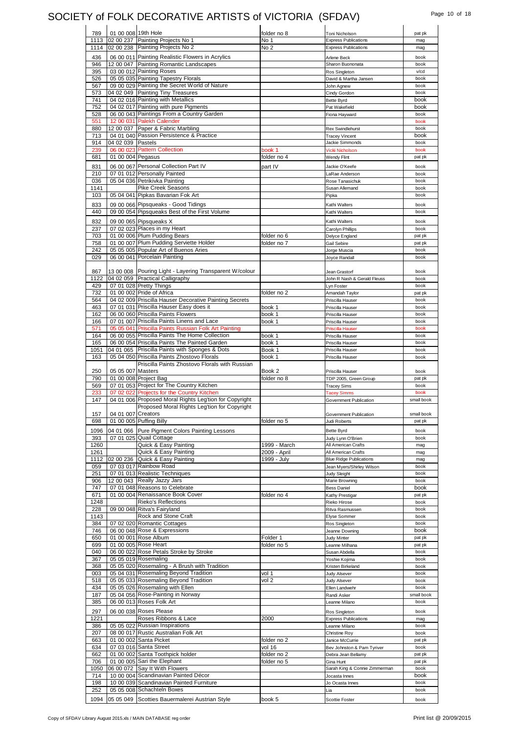# SOCIETY of FOLK DECORATIVE ARTISTS of VICTORIA (SFDAV)

| | | | | | |
|---|---|---|---|---|---|
| 789 | 01 00 008 | 19th Hole | folder no 8 | Toni Nicholson | pat pk |
| 1113 | 02 00 237 | Painting Projects No 1 | No 1 | Express Publications | mag |
| 1114 | 02 00 238 | Painting Projects No 2 | No 2 | Express Publications | mag |
| 436 | 06 00 011 | Painting Realistic Flowers in Acrylics | | Arlene Beck | book |
| 946 | 12 00 047 | Painting Romantic Landscapes | | Sharon Buononata | book |
| 395 | 03 00 012 | Painting Roses | | Ros Singleton | v/cd |
| 526 | 05 05 035 | Painting Tapestry Florals | | David & Martha Jansen | book |
| 567 | 09 00 029 | Painting the Secret World of Nature | | John Agnew | book |
| 573 | 04 02 049 | Painting Tiny Treasures | | Cindy Gordon | book |
| 741 | 04 02 016 | Painting with Metallics | | Bette Byrd | book |
| 752 | 04 02 017 | Painting with pure Pigments | | Pat Wakefield | book |
| 528 | 06 00 043 | Paintings From a Country Garden | | Fiona Hayward | book |
| 551 | 12 00 031 | Palekh Calender | | | book |
| 880 | 12 00 037 | Paper & Fabric Marbling | | Rex Swindlehurst | book |
| 713 | 04 01 040 | Passion Persistence & Practice | | Tracey Vincent | book |
| 914 | 04 02 039 | Pastels | | Jackie Simmonds | book |
| 239 | 06 00 023 | Pattern Collection | book 1 | Vicki Nicholson | book |
| 681 | 01 00 004 | Pegasus | folder no 4 | Wendy Flint | pat pk |
| 831 | 06 00 067 | Personal Collection Part IV | part IV | Jackie O'Keefe | book |
| 210 | 07 01 012 | Personally Painted | | LaRae Anderson | book |
| 036 | 05 04 036 | Petrikivka Painting | | Rose Tanasichuk | book |
| 1141 | | Pike Creek Seasons | | Susan Allemand | book |
| 103 | 05 04 041 | Pipkas Bavarian Fok Art | | Pipka | book |
| 833 | 09 00 066 | Pipsqueaks - Good Tidings | | Kathi Walters | book |
| 440 | 09 00 054 | Pipsqueaks Best of the First Volume | | Kathi Walters | book |
| 832 | 09 00 065 | Pipsqueaks X | | Kathi Walters | book |
| 237 | 07 02 023 | Places in my Heart | | Carolyn Phillips | book |
| 703 | 01 00 006 | Plum Pudding Bears | folder no 6 | Delyce England | pat pk |
| 758 | 01 00 007 | Plum Pudding Serviette Holder | folder no 7 | Gail Sebire | pat pk |
| 242 | 05 05 005 | Popular Art of Buenos Aries | | Jorge Muscia | book |
| 029 | 06 00 041 | Porcelain Painting | | Joyce Randall | book |
| 867 | 13 00 008 | Pouring Light - Layering Transparent W/colour | | Jean Grastorf | book |
| 1122 | 04 02 059 | Practical Calligraphy | | John R Nash & Gerald Fleuss | book |
| 429 | 07 01 028 | Pretty Things | | Lyn Foster | book |
| 732 | 01 00 002 | Pride of Africa | folder no 2 | Amandah Taylor | pat pk |
| 564 | 04 02 009 | Priscilla Hauser Decorative Painting Secrets | | Priscilla Hauser | book |
| 463 | 07 01 031 | Priscilla Hauser Easy does it | book 1 | Priscilla Hauser | book |
| 162 | 06 00 060 | Priscilla Paints Flowers | book 1 | Priscilla Hauser | book |
| 166 | 07 01 007 | Priscilla Paints Linens and Lace | book 1 | Priscilla Hauser | book |
| 571 | 05 05 041 | Priscilla Paints Russian Folk Art Painting | | Priscilla Hauser | book |
| 164 | 06 00 055 | Priscilla Paints The Home Collection | book 1 | Priscilla Hauser | book |
| 165 | 06 00 054 | Priscilla Paints The Painted Garden | book 1 | Priscilla Hauser | book |
| 1051 | 04 01 065 | Priscilla Paints with Sponges & Dots | Book 1 | Priscilla Hauser | book |
| 163 | 05 04 050 | Priscilla Paints Zhostovo Florals | book 1 | Priscilla Hauser | book |
| 250 | 05 05 007 | Priscilla Paints Zhostovo Florals with Russian Masters | Book 2 | Priscilla Hauser | book |
| 790 | 01 00 008 | Project Bag | folder no 8 | TDP 2005, Green Group | pat pk |
| 569 | 07 01 053 | Project for The Country Kitchen | | Tracey Sims | book |
| 233 | 07 02 022 | Projects for the Country Kitchen | | Tacey Simms | book |
| 147 | 04 01 006 | Proposed Moral Rights Leg'tion for Copyright | | Government Publication | small book |
| 157 | 04 01 007 | Proposed Moral Rights Leg'tion for Copyright Creators | | Government Publication | small book |
| 698 | 01 00 005 | Puffing Billy | folder no 5 | Judi Roberts | pat pk |
| 1096 | 04 01 066 | Pure Pigment Colors Painting Lessons | | Bette Byrd | book |
| 393 | 07 01 025 | Quail Cottage | | Judy Lynn O'Brien | book |
| 1260 | | Quick & Easy Painting | 1999 - March | All American Crafts | mag |
| 1261 | | Quick & Easy Painting | 2009 - April | All American Crafts | mag |
| 1112 | 02 00 236 | Quick & Easy Painting | 1999 - July | Blue Ridge Publications | mag |
| 059 | 07 03 017 | Rainbow Road | | Jean Myers/Shirley Wilson | book |
| 251 | 07 01 013 | Realistic Techniques | | Judy Sleight | book |
| 906 | 12 00 043 | Really Jazzy Jars | | Marie Browning | book |
| 747 | 07 01 048 | Reasons to Celebrate | | Bess Daniel | book |
| 671 | 01 00 004 | Renaissance Book Cover | folder no 4 | Kathy Prestigar | pat pk |
| 1248 | | Rieko's Reflections | | Rieko Hirose | book |
| 228 | 09 00 048 | Ritva's Fairyland | | Ritva Rasmussen | book |
| 1143 | | Rock and Stone Craft | | Elyse Sommer | book |
| 384 | 07 02 020 | Romantic Cottages | | Ros Singleton | book |
| 746 | 06 00 048 | Rose & Expressions | | Jeanne Downing | book |
| 650 | 01 00 001 | Rose Album | Folder 1 | Judy Minter | pat pk |
| 699 | 01 00 005 | Rose Heart | folder no 5 | Leanne Milhana | pat pk |
| 040 | 06 00 022 | Rose Petals Stroke by Stroke | | Susan Abdella | book |
| 367 | 05 05 019 | Rosemaling | | Yoshie Kojima | book |
| 368 | 05 05 020 | Rosemaling - A Brush with Tradition | | Kristen Birkeland | book |
| 003 | 05 04 031 | Rosemaling Beyond Tradition | vol 1 | Judy Alsever | book |
| 518 | 05 05 033 | Rosemaling Beyond Tradition | vol 2 | Judy Alsever | book |
| 434 | 05 05 026 | Rosemaling with Ellen | | Ellen Landwehr | book |
| 187 | 05 04 056 | Rose-Painting in Norway | | Randi Asker | small book |
| 385 | 06 00 013 | Roses Folk Art | | Leanne Milano | book |
| 297 | 06 00 038 | Roses Please | | Ros Singleton | book |
| 1221 | | Roses Ribbons & Lace | 2000 | Express Publications | mag |
| 386 | 05 05 022 | Russian Inspirations | | Leanne Milano | book |
| 207 | 08 00 017 | Rustic Australian Folk Art | | Christine Roy | book |
| 663 | 01 00 002 | Santa Picket | folder no 2 | Janice McCurrie | pat pk |
| 634 | 07 03 016 | Santa Street | vol 16 | Bev Johnston & Pam Tyriver | book |
| 662 | 01 00 002 | Santa Toothpick holder | folder no 2 | Debra Jean Bellamy | pat pk |
| 706 | 01 00 005 | Sari the Elephant | folder no 5 | Gina Hunt | pat pk |
| 1050 | 06 00 072 | Say It With Flowers | | Sarah King & Connie Zimmerman | book |
| 714 | 10 00 004 | Scandinavian Painted Décor | | Jocasta Innes | book |
| 198 | 10 00 039 | Scandinavian Painted Furniture | | Jo Ocasta Innes | book |
| 252 | 05 05 008 | Schachteln Boxes | | Lia | book |
| 1094 | 05 05 049 | Scotties Bauermalerei Austrian Style | book 5 | Scottie Foster | book |

Copy of SFDAV Library August 2015.xls / MAIN DATABASE reg order

Print list @ 20/09/2015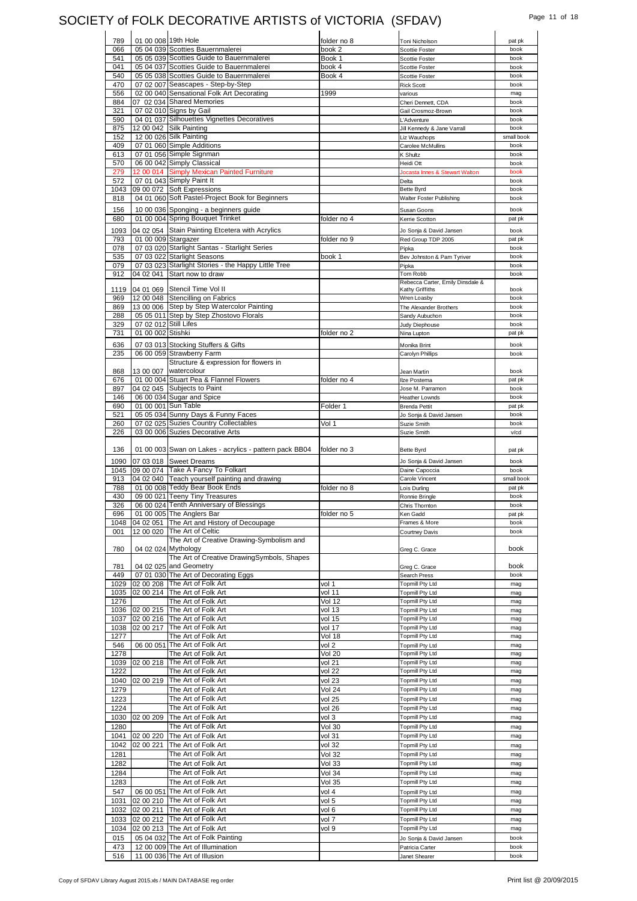# SOCIETY of FOLK DECORATIVE ARTISTS of VICTORIA (SFDAV)

| | | | | | |
|---|---|---|---|---|---|
| 789 | 01 00 008 | 19th Hole | folder no 8 | Toni Nicholson | pat pk |
| 066 | 05 04 039 | Scotties Bauernmalerei | book 2 | Scottie Foster | book |
| 541 | 05 05 039 | Scotties Guide to Bauernmalerei | Book 1 | Scottie Foster | book |
| 041 | 05 04 037 | Scotties Guide to Bauernmalerei | book 4 | Scottie Foster | book |
| 540 | 05 05 038 | Scotties Guide to Bauernmalerei | Book 4 | Scottie Foster | book |
| 470 | 07 02 007 | Seascapes - Step-by-Step | | Rick Scott | book |
| 556 | 02 00 040 | Sensational Folk Art Decorating | 1999 | various | mag |
| 884 | 07 02 034 | Shared Memories | | Cheri Dennett, CDA | book |
| 321 | 07 02 010 | Signs by Gail | | Gail Crosmoz-Brown | book |
| 590 | 04 01 037 | Silhouettes Vignettes Decoratives | | L'Adventure | book |
| 875 | 12 00 042 | Silk Painting | | Jill Kennedy & Jane Varrall | book |
| 152 | 12 00 026 | Silk Painting | | Liz Wauchops | small book |
| 409 | 07 01 060 | Simple Additions | | Carolee McMullins | book |
| 613 | 07 01 056 | Simple Signman | | K Shultz | book |
| 570 | 06 00 042 | Simply Classical | | Heidi Ott | book |
| 279 | 12 00 014 | Simply Mexican Painted Furniture | | Jocasta Innes & Stewart Walton | book |
| 572 | 07 01 043 | Simply Paint It | | Delta | book |
| 1043 | 09 00 072 | Soft Expressions | | Bette Byrd | book |
| 818 | 04 01 060 | Soft Pastel-Project Book for Beginners | | Walter Foster Publishing | book |
| 156 | 10 00 036 | Sponging - a beginners guide | | Susan Goons | book |
| 680 | 01 00 004 | Spring Bouquet Trinket | folder no 4 | Kerrie Scotton | pat pk |
| 1093 | 04 02 054 | Stain Painting Etcetera with Acrylics | | Jo Sonja & David Jansen | book |
| 793 | 01 00 009 | Stargazer | folder no 9 | Red Group TDP 2005 | pat pk |
| 078 | 07 03 020 | Starlight Santas - Starlight Series | | Pipka | book |
| 535 | 07 03 022 | Starlight Seasons | book 1 | Bev Johnston & Pam Tyriver | book |
| 079 | 07 03 023 | Starlight Stories - the Happy Little Tree | | Pipka | book |
| 912 | 04 02 041 | Start now to draw | | Tom Robb | book |
| 1119 | 04 01 069 | Stencil Time Vol II | | Rebecca Carter, Emily Dinsdale & Kathy Griffiths | book |
| 969 | 12 00 048 | Stencilling on Fabrics | | Wren Loasby | book |
| 869 | 13 00 006 | Step by Step Watercolor Painting | | The Alexander Brothers | book |
| 288 | 05 05 011 | Step by Step Zhostovo Florals | | Sandy Aubuchon | book |
| 329 | 07 02 012 | Still Lifes | | Judy Diephouse | book |
| 731 | 01 00 002 | Stishki | folder no 2 | Nina Lupton | pat pk |
| 636 | 07 03 013 | Stocking Stuffers & Gifts | | Monika Brint | book |
| 235 | 06 00 059 | Strawberry Farm | | Carolyn Phillips | book |
| 868 | 13 00 007 | Structure & expression for flowers in watercolour | | Jean Martin | book |
| 676 | 01 00 004 | Stuart Pea & Flannel Flowers | folder no 4 | Ilze Postema | pat pk |
| 897 | 04 02 045 | Subjects to Paint | | Jose M. Parramon | book |
| 146 | 06 00 034 | Sugar and Spice | | Heather Lownds | book |
| 690 | 01 00 001 | Sun Table | Folder 1 | Brenda Pettit | pat pk |
| 521 | 05 05 034 | Sunny Days & Funny Faces | | Jo Sonja & David Jansen | book |
| 260 | 07 02 025 | Suzies Country Collectables | Vol 1 | Suzie Smith | book |
| 226 | 03 00 006 | Suzies Decorative Arts | | Suzie Smith | v/cd |
| 136 | 01 00 003 | Swan on Lakes - acrylics - pattern pack BB04 | folder no 3 | Bette Byrd | pat pk |
| 1090 | 07 03 018 | Sweet Dreams | | Jo Sonja & David Jansen | book |
| 1045 | 09 00 074 | Take A Fancy To Folkart | | Daine Capoccia | book |
| 913 | 04 02 040 | Teach yourself painting and drawing | | Carole Vincent | small book |
| 788 | 01 00 008 | Teddy Bear Book Ends | folder no 8 | Lois Durling | pat pk |
| 430 | 09 00 021 | Teeny Tiny Treasures | | Ronnie Bringle | book |
| 326 | 06 00 024 | Tenth Anniversary of Blessings | | Chris Thornton | book |
| 696 | 01 00 005 | The Anglers Bar | folder no 5 | Ken Gadd | pat pk |
| 1048 | 04 02 051 | The Art and History of Decoupage | | Frames & More | book |
| 001 | 12 00 020 | The Art of Celtic | | Courtney Davis | book |
| 780 | 04 02 024 | The Art of Creative Drawing-Symbolism and Mythology | | Greg C. Grace | book |
| 781 | 04 02 025 | The Art of Creative DrawingSymbols, Shapes and Geometry | | Greg C. Grace | book |
| 449 | 07 01 030 | The Art of Decorating Eggs | | Search Press | book |
| 1029 | 02 00 208 | The Art of Folk Art | vol 1 | Topmill Pty Ltd | mag |
| 1035 | 02 00 214 | The Art of Folk Art | vol 11 | Topmill Pty Ltd | mag |
| 1276 | | The Art of Folk Art | Vol 12 | Topmill Pty Ltd | mag |
| 1036 | 02 00 215 | The Art of Folk Art | vol 13 | Topmill Pty Ltd | mag |
| 1037 | 02 00 216 | The Art of Folk Art | vol 15 | Topmill Pty Ltd | mag |
| 1038 | 02 00 217 | The Art of Folk Art | vol 17 | Topmill Pty Ltd | mag |
| 1277 | | The Art of Folk Art | Vol 18 | Topmill Pty Ltd | mag |
| 546 | 06 00 051 | The Art of Folk Art | vol 2 | Topmill Pty Ltd | mag |
| 1278 | | The Art of Folk Art | Vol 20 | Topmill Pty Ltd | mag |
| 1039 | 02 00 218 | The Art of Folk Art | vol 21 | Topmill Pty Ltd | mag |
| 1222 | | The Art of Folk Art | vol 22 | Topmill Pty Ltd | mag |
| 1040 | 02 00 219 | The Art of Folk Art | vol 23 | Topmill Pty Ltd | mag |
| 1279 | | The Art of Folk Art | Vol 24 | Topmill Pty Ltd | mag |
| 1223 | | The Art of Folk Art | vol 25 | Topmill Pty Ltd | mag |
| 1224 | | The Art of Folk Art | vol 26 | Topmill Pty Ltd | mag |
| 1030 | 02 00 209 | The Art of Folk Art | vol 3 | Topmill Pty Ltd | mag |
| 1280 | | The Art of Folk Art | Vol 30 | Topmill Pty Ltd | mag |
| 1041 | 02 00 220 | The Art of Folk Art | vol 31 | Topmill Pty Ltd | mag |
| 1042 | 02 00 221 | The Art of Folk Art | vol 32 | Topmill Pty Ltd | mag |
| 1281 | | The Art of Folk Art | Vol 32 | Topmill Pty Ltd | mag |
| 1282 | | The Art of Folk Art | Vol 33 | Topmill Pty Ltd | mag |
| 1284 | | The Art of Folk Art | Vol 34 | Topmill Pty Ltd | mag |
| 1283 | | The Art of Folk Art | Vol 35 | Topmill Pty Ltd | mag |
| 547 | 06 00 051 | The Art of Folk Art | vol 4 | Topmill Pty Ltd | mag |
| 1031 | 02 00 210 | The Art of Folk Art | vol 5 | Topmill Pty Ltd | mag |
| 1032 | 02 00 211 | The Art of Folk Art | vol 6 | Topmill Pty Ltd | mag |
| 1033 | 02 00 212 | The Art of Folk Art | vol 7 | Topmill Pty Ltd | mag |
| 1034 | 02 00 213 | The Art of Folk Art | vol 9 | Topmill Pty Ltd | mag |
| 015 | 05 04 032 | The Art of Folk Painting | | Jo Sonja & David Jansen | book |
| 473 | 12 00 009 | The Art of Illumination | | Patricia Carter | book |
| 516 | 11 00 036 | The Art of Illusion | | Janet Shearer | book |

Copy of SFDAV Library August 2015.xls / MAIN DATABASE reg order

Print list @ 20/09/2015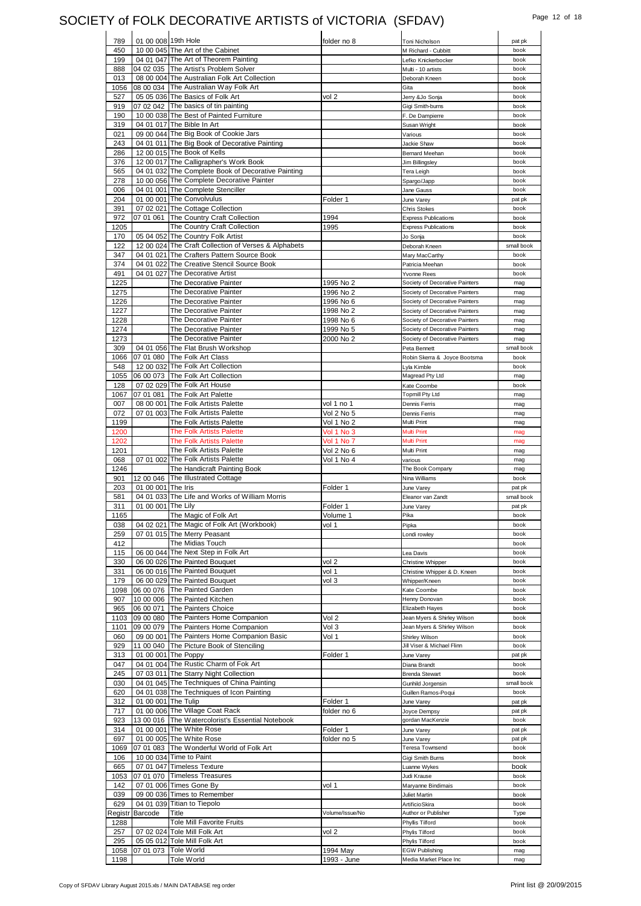# SOCIETY of FOLK DECORATIVE ARTISTS of VICTORIA (SFDAV)

| | | | | | |
|---|---|---|---|---|---|
| 789 | 01 00 008 | 19th Hole | folder no 8 | Toni Nicholson | pat pk |
| 450 | 10 00 045 | The Art of the Cabinet | | M Richard - Cubbitt | book |
| 199 | 04 01 047 | The Art of Theorem Painting | | Lefko Knickerbocker | book |
| 888 | 04 02 035 | The Artist's Problem Solver | | Multi - 10 artists | book |
| 013 | 08 00 004 | The Australian Folk Art Collection | | Deborah Kneen | book |
| 1056 | 08 00 034 | The Australian Way Folk Art | | Gita | book |
| 527 | 05 05 036 | The Basics of Folk Art | vol 2 | Jerry &Jo Sonja | book |
| 919 | 07 02 042 | The basics of tin painting | | Gigi Smith-burns | book |
| 190 | 10 00 038 | The Best of Painted Furniture | | F. De Dampierre | book |
| 319 | 04 01 017 | The Bible In Art | | Susan Wright | book |
| 021 | 09 00 044 | The Big Book of Cookie Jars | | Various | book |
| 243 | 04 01 011 | The Big Book of Decorative Painting | | Jackie Shaw | book |
| 286 | 12 00 015 | The Book of Kells | | Bernard Meehan | book |
| 376 | 12 00 017 | The Calligrapher's Work Book | | Jim Billingsley | book |
| 565 | 04 01 032 | The Complete Book of Decorative Painting | | Tera Leigh | book |
| 278 | 10 00 056 | The Complete Decorative Painter | | Spargo/Japp | book |
| 006 | 04 01 001 | The Complete Stenciller | | Jane Gauss | book |
| 204 | 01 00 001 | The Convolvulus | Folder 1 | June Varey | pat pk |
| 391 | 07 02 021 | The Cottage Collection | | Chris Stokes | book |
| 972 | 07 01 061 | The Country Craft Collection | 1994 | Express Publications | book |
| 1205 | | The Country Craft Collection | 1995 | Express Publications | book |
| 170 | 05 04 052 | The Country Folk Artist | | Jo Sonja | book |
| 122 | 12 00 024 | The Craft Collection of Verses & Alphabets | | Deborah Kneen | small book |
| 347 | 04 01 021 | The Crafters Pattern Source Book | | Mary MacCarthy | book |
| 374 | 04 01 022 | The Creative Stencil Source Book | | Patricia Meehan | book |
| 491 | 04 01 027 | The Decorative Artist | | Yvonne Rees | book |
| 1225 | | The Decorative Painter | 1995 No 2 | Society of Decorative Painters | mag |
| 1275 | | The Decorative Painter | 1996 No 2 | Society of Decorative Painters | mag |
| 1226 | | The Decorative Painter | 1996 No 6 | Society of Decorative Painters | mag |
| 1227 | | The Decorative Painter | 1998 No 2 | Society of Decorative Painters | mag |
| 1228 | | The Decorative Painter | 1998 No 6 | Society of Decorative Painters | mag |
| 1274 | | The Decorative Painter | 1999 No 5 | Society of Decorative Painters | mag |
| 1273 | | The Decorative Painter | 2000 No 2 | Society of Decorative Painters | mag |
| 309 | 04 01 056 | The Flat Brush Workshop | | Peta Bennett | small book |
| 1066 | 07 01 080 | The Folk Art Class | | Robin Skerra & Joyce Bootsma | book |
| 548 | 12 00 032 | The Folk Art Collection | | Lyla Kimble | book |
| 1055 | 06 00 073 | The Folk Art Collection | | Magread Pty Ltd | mag |
| 128 | 07 02 029 | The Folk Art House | | Kate Coombe | book |
| 1067 | 07 01 081 | The Folk Art Palette | | Topmill Pty Ltd | mag |
| 007 | 08 00 001 | The Folk Artists Palette | vol 1 no 1 | Dennis Ferris | mag |
| 072 | 07 01 003 | The Folk Artists Palette | Vol 2 No 5 | Dennis Ferris | mag |
| 1199 | | The Folk Artists Palette | Vol 1 No 2 | Multi Print | mag |
| 1200 | | The Folk Artists Palette | Vol 1 No 3 | Multi Print | mag |
| 1202 | | The Folk Artists Palette | Vol 1 No 7 | Multi Print | mag |
| 1201 | | The Folk Artists Palette | Vol 2 No 6 | Multi Print | mag |
| 068 | 07 01 002 | The Folk Artists Palette | Vol 1 No 4 | various | mag |
| 1246 | | The Handicraft Painting Book | | The Book Company | mag |
| 901 | 12 00 046 | The Illustrated Cottage | | Nina Williams | book |
| 203 | 01 00 001 | The Iris | Folder 1 | June Varey | pat pk |
| 581 | 04 01 033 | The Life and Works of William Morris | | Eleanor van Zandt | small book |
| 311 | 01 00 001 | The Lily | Folder 1 | June Varey | pat pk |
| 1165 | | The Magic of Folk Art | Volume 1 | Pika | book |
| 038 | 04 02 021 | The Magic of Folk Art (Workbook) | vol 1 | Pipka | book |
| 259 | 07 01 015 | The Merry Peasant | | Londi rowley | book |
| 412 | | The Midias Touch | | | book |
| 115 | 06 00 044 | The Next Step in Folk Art | | Lea Davis | book |
| 330 | 06 00 026 | The Painted Bouquet | vol 2 | Christine Whipper | book |
| 331 | 06 00 016 | The Painted Bouquet | vol 1 | Christine Whipper & D. Kneen | book |
| 179 | 06 00 029 | The Painted Bouquet | vol 3 | Whipper/Kneen | book |
| 1098 | 06 00 076 | The Painted Garden | | Kate Coombe | book |
| 907 | 10 00 006 | The Painted Kitchen | | Henny Donovan | book |
| 965 | 06 00 071 | The Painters Choice | | Elizabeth Hayes | book |
| 1103 | 09 00 080 | The Painters Home Companion | Vol 2 | Jean Myers & Shirley Wilson | book |
| 1101 | 09 00 079 | The Painters Home Companion | Vol 3 | Jean Myers & Shirley Wilson | book |
| 060 | 09 00 001 | The Painters Home Companion Basic | Vol 1 | Shirley Wilson | book |
| 929 | 11 00 040 | The Picture Book of Stenciling | | Jill Viser & Michael Flinn | book |
| 313 | 01 00 001 | The Poppy | Folder 1 | June Varey | pat pk |
| 047 | 04 01 004 | The Rustic Charm of Fok Art | | Diana Brandt | book |
| 245 | 07 03 011 | The Starry Night Collection | | Brenda Stewart | book |
| 030 | 04 01 045 | The Techniques of China Painting | | Gunhild Jorgensin | small book |
| 620 | 04 01 038 | The Techniques of Icon Painting | | Guillen Ramos-Poqui | book |
| 312 | 01 00 001 | The Tulip | Folder 1 | June Varey | pat pk |
| 717 | 01 00 006 | The Village Coat Rack | folder no 6 | Joyce Dempsy | pat pk |
| 923 | 13 00 016 | The Watercolorist's Essential Notebook | | gordan MacKenzie | book |
| 314 | 01 00 001 | The White Rose | Folder 1 | June Varey | pat pk |
| 697 | 01 00 005 | The White Rose | folder no 5 | June Varey | pat pk |
| 1069 | 07 01 083 | The Wonderful World of Folk Art | | Teresa Townsend | book |
| 106 | 10 00 034 | Time to Paint | | Gigi Smith Burns | book |
| 665 | 07 01 047 | Timeless Texture | | Luanne Wykes | book |
| 1053 | 07 01 070 | Timeless Treasures | | Judi Krause | book |
| 142 | 07 01 006 | Times Gone By | vol 1 | Maryanne Bindimais | book |
| 039 | 09 00 036 | Times to Remember | | Juliet Martin | book |
| 629 | 04 01 039 | Titian to Tiepolo | | ArtificioSkira | book |
| Registr | Barcode | Title | Volume/Issue/No | Author or Publisher | Type |
| 1288 | | Tole Mill Favorite Fruits | | Phyllis Tilford | book |
| 257 | 07 02 024 | Tole Mill Folk Art | vol 2 | Phylis Tilford | book |
| 295 | 05 05 012 | Tole Mill Folk Art | | Phylis Tilford | book |
| 1058 | 07 01 073 | Tole World | 1994 May | EGW Publishing | mag |
| 1198 | | Tole World | 1993 - June | Media Market Place Inc | mag |

Copy of SFDAV Library August 2015.xls / MAIN DATABASE reg order

Print list @ 20/09/2015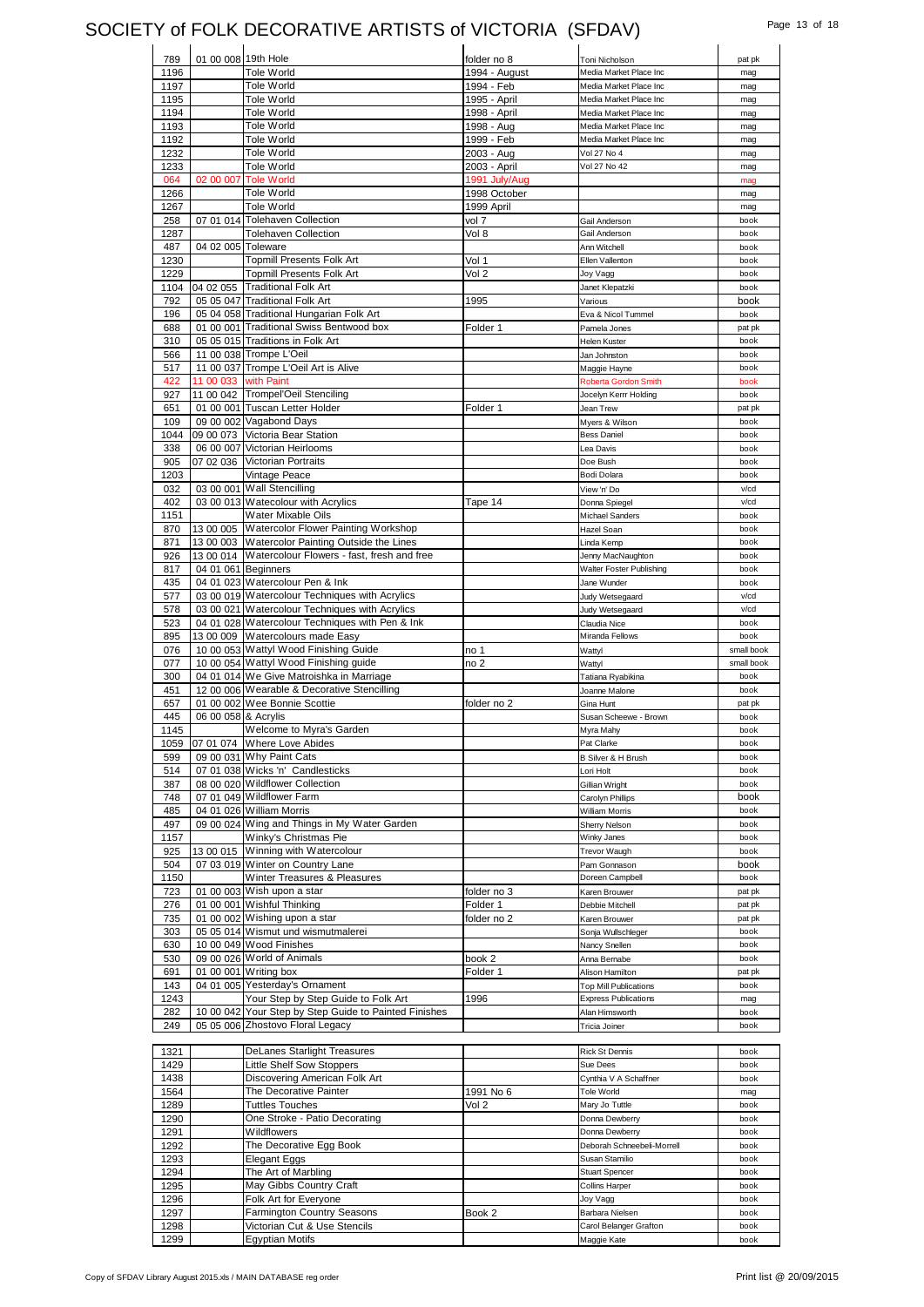# SOCIETY of FOLK DECORATIVE ARTISTS of VICTORIA (SFDAV)

| | | | | | |
|---|---|---|---|---|---|
| 789 | 01 00 008 | 19th Hole | folder no 8 | Toni Nicholson | pat pk |
| 1196 | | Tole World | 1994 - August | Media Market Place Inc | mag |
| 1197 | | Tole World | 1994 - Feb | Media Market Place Inc | mag |
| 1195 | | Tole World | 1995 - April | Media Market Place Inc | mag |
| 1194 | | Tole World | 1998 - April | Media Market Place Inc | mag |
| 1193 | | Tole World | 1998 - Aug | Media Market Place Inc | mag |
| 1192 | | Tole World | 1999 - Feb | Media Market Place Inc | mag |
| 1232 | | Tole World | 2003 - Aug | Vol 27 No 4 | mag |
| 1233 | | Tole World | 2003 - April | Vol 27 No 42 | mag |
| 064 | 02 00 007 | Tole World | 1991 July/Aug | | mag |
| 1266 | | Tole World | 1998 October | | mag |
| 1267 | | Tole World | 1999 April | | mag |
| 258 | 07 01 014 | Tolehaven Collection | vol 7 | Gail Anderson | book |
| 1287 | | Tolehaven Collection | Vol 8 | Gail Anderson | book |
| 487 | 04 02 005 | Toleware | | Ann Witchell | book |
| 1230 | | Topmill Presents Folk Art | Vol 1 | Ellen Vallenton | book |
| 1229 | | Topmill Presents Folk Art | Vol 2 | Joy Vagg | book |
| 1104 | 04 02 055 | Traditional Folk Art | | Janet Klepatzki | book |
| 792 | 05 05 047 | Traditional Folk Art | 1995 | Various | book |
| 196 | 05 04 058 | Traditional Hungarian Folk Art | | Eva & Nicol Tummel | book |
| 688 | 01 00 001 | Traditional Swiss Bentwood box | Folder 1 | Pamela Jones | pat pk |
| 310 | 05 05 015 | Traditions in Folk Art | | Helen Kuster | book |
| 566 | 11 00 038 | Trompe L'Oeil | | Jan Johnston | book |
| 517 | 11 00 037 | Trompe L'Oeil Art is Alive | | Maggie Hayne | book |
| 422 | 11 00 033 | with Paint | | Roberta Gordon Smith | book |
| 927 | 11 00 042 | Trompel'Oeil Stenciling | | Jocelyn Kerrr Holding | book |
| 651 | 01 00 001 | Tuscan Letter Holder | Folder 1 | Jean Trew | pat pk |
| 109 | 09 00 002 | Vagabond Days | | Myers & Wilson | book |
| 1044 | 09 00 073 | Victoria Bear Station | | Bess Daniel | book |
| 338 | 06 00 007 | Victorian Heirlooms | | Lea Davis | book |
| 905 | 07 02 036 | Victorian Portraits | | Doe Bush | book |
| 1203 | | Vintage Peace | | Bodi Dolara | book |
| 032 | 03 00 001 | Wall Stencilling | | View 'n' Do | v/cd |
| 402 | 03 00 013 | Watecolour with Acrylics | Tape 14 | Donna Spiegel | v/cd |
| 1151 | | Water Mixable Oils | | Michael Sanders | book |
| 870 | 13 00 005 | Watercolor Flower Painting Workshop | | Hazel Soan | book |
| 871 | 13 00 003 | Watercolor Painting Outside the Lines | | Linda Kemp | book |
| 926 | 13 00 014 | Watercolour Flowers - fast, fresh and free | | Jenny MacNaughton | book |
| 817 | 04 01 061 | Beginners | | Walter Foster Publishing | book |
| 435 | 04 01 023 | Watercolour Pen & Ink | | Jane Wunder | book |
| 577 | 03 00 019 | Watercolour Techniques with Acrylics | | Judy Wetsegaard | v/cd |
| 578 | 03 00 021 | Watercolour Techniques with Acrylics | | Judy Wetsegaard | v/cd |
| 523 | 04 01 028 | Watercolour Techniques with Pen & Ink | | Claudia Nice | book |
| 895 | 13 00 009 | Watercolours made Easy | | Miranda Fellows | book |
| 076 | 10 00 053 | Wattyl Wood Finishing Guide | no 1 | Wattyl | small book |
| 077 | 10 00 054 | Wattyl Wood Finishing guide | no 2 | Wattyl | small book |
| 300 | 04 01 014 | We Give Matroishka in Marriage | | Tatiana Ryabikina | book |
| 451 | 12 00 006 | Wearable & Decorative Stencilling | | Joanne Malone | book |
| 657 | 01 00 002 | Wee Bonnie Scottie | folder no 2 | Gina Hunt | pat pk |
| 445 | 06 00 058 | & Acrylis | | Susan Scheewe - Brown | book |
| 1145 | | Welcome to Myra's Garden | | Myra Mahy | book |
| 1059 | 07 01 074 | Where Love Abides | | Pat Clarke | book |
| 599 | 09 00 031 | Why Paint Cats | | B Silver & H Brush | book |
| 514 | 07 01 038 | Wicks 'n' Candlesticks | | Lori Holt | book |
| 387 | 08 00 020 | Wildflower Collection | | Gillian Wright | book |
| 748 | 07 01 049 | Wildflower Farm | | Carolyn Phillips | book |
| 485 | 04 01 026 | William Morris | | William Morris | book |
| 497 | 09 00 024 | Wing and Things in My Water Garden | | Sherry Nelson | book |
| 1157 | | Winky's Christmas Pie | | Winky Janes | book |
| 925 | 13 00 015 | Winning with Watercolour | | Trevor Waugh | book |
| 504 | 07 03 019 | Winter on Country Lane | | Pam Gonnason | book |
| 1150 | | Winter Treasures & Pleasures | | Doreen Campbell | book |
| 723 | 01 00 003 | Wish upon a star | folder no 3 | Karen Brouwer | pat pk |
| 276 | 01 00 001 | Wishful Thinking | Folder 1 | Debbie Mitchell | pat pk |
| 735 | 01 00 002 | Wishing upon a star | folder no 2 | Karen Brouwer | pat pk |
| 303 | 05 05 014 | Wismut und wismutmalerei | | Sonja Wullschleger | book |
| 630 | 10 00 049 | Wood Finishes | | Nancy Snellen | book |
| 530 | 09 00 026 | World of Animals | book 2 | Anna Bernabe | book |
| 691 | 01 00 001 | Writing box | Folder 1 | Alison Hamilton | pat pk |
| 143 | 04 01 005 | Yesterday's Ornament | | Top Mill Publications | book |
| 1243 | | Your Step by Step Guide to Folk Art | 1996 | Express Publications | mag |
| 282 | 10 00 042 | Your Step by Step Guide to Painted Finishes | | Alan Himsworth | book |
| 249 | 05 05 006 | Zhostovo Floral Legacy | | Tricia Joiner | book |

| | | | | | |
|---|---|---|---|---|---|
| 1321 | | DeLanes Starlight Treasures | | Rick St Dennis | book |
| 1429 | | Little Shelf Sow Stoppers | | Sue Dees | book |
| 1438 | | Discovering American Folk Art | | Cynthia V A Schaffner | book |
| 1564 | | The Decorative Painter | 1991 No 6 | Tole World | mag |
| 1289 | | Tuttles Touches | Vol 2 | Mary Jo Tuttle | book |
| 1290 | | One Stroke - Patio Decorating | | Donna Dewberry | book |
| 1291 | | Wildflowers | | Donna Dewberry | book |
| 1292 | | The Decorative Egg Book | | Deborah Schneebeli-Morrell | book |
| 1293 | | Elegant Eggs | | Susan Stamilio | book |
| 1294 | | The Art of Marbling | | Stuart Spencer | book |
| 1295 | | May Gibbs Country Craft | | Collins Harper | book |
| 1296 | | Folk Art for Everyone | | Joy Vagg | book |
| 1297 | | Farmington Country Seasons | Book 2 | Barbara Nielsen | book |
| 1298 | | Victorian Cut & Use Stencils | | Carol Belanger Grafton | book |
| 1299 | | Egyptian Motifs | | Maggie Kate | book |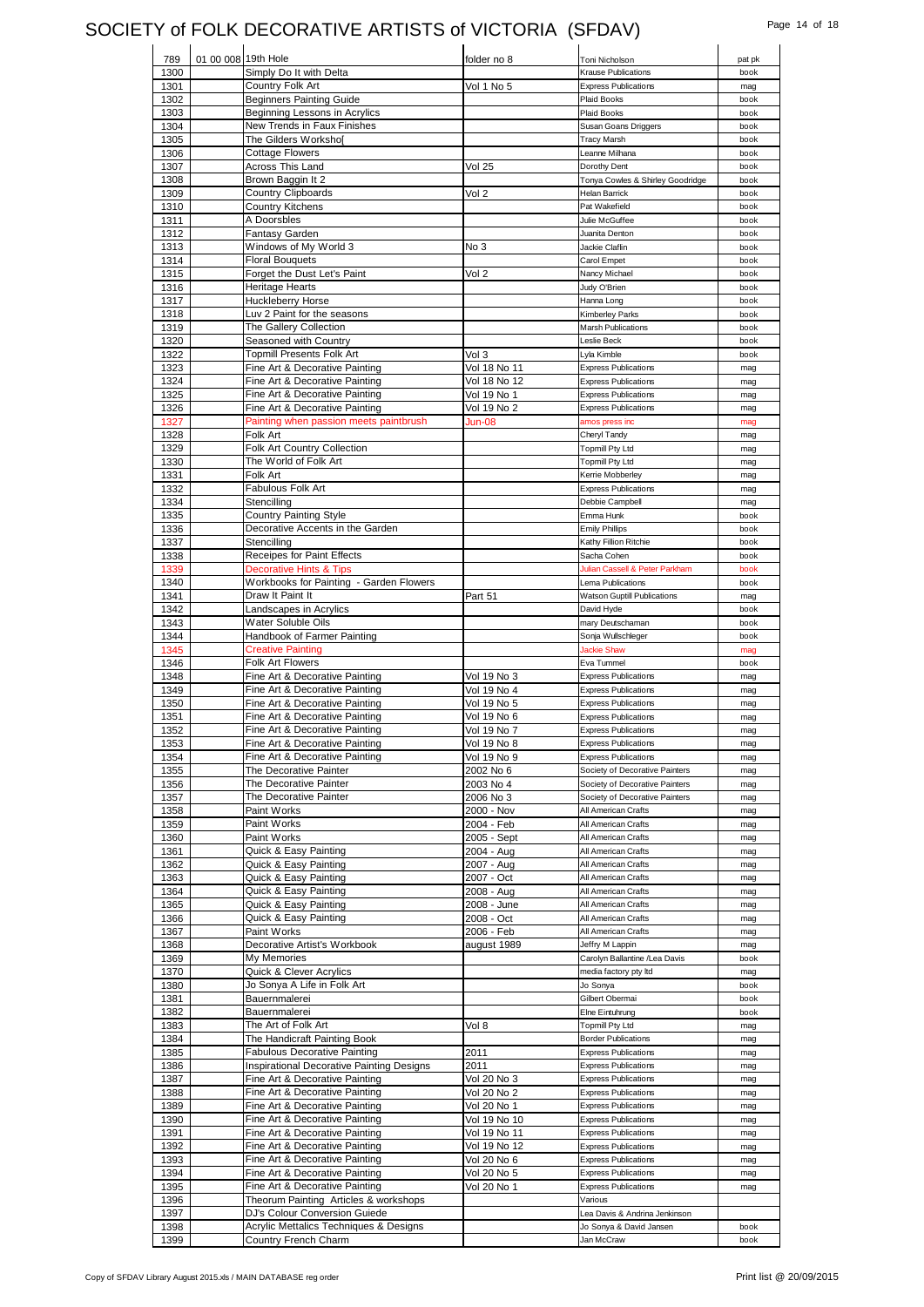# SOCIETY of FOLK DECORATIVE ARTISTS of VICTORIA (SFDAV)

| | | | | | |
|---|---|---|---|---|---|
| 789 | 01 00 008 | 19th Hole | folder no 8 | Toni Nicholson | pat pk |
| 1300 | | Simply Do It with Delta | | Krause Publications | book |
| 1301 | | Country Folk Art | Vol 1 No 5 | Express Publications | mag |
| 1302 | | Beginners Painting Guide | | Plaid Books | book |
| 1303 | | Beginning Lessons in Acrylics | | Plaid Books | book |
| 1304 | | New Trends in Faux Finishes | | Susan Goans Driggers | book |
| 1305 | | The Gilders Worksho[ | | Tracy Marsh | book |
| 1306 | | Cottage Flowers | | Leanne Milhana | book |
| 1307 | | Across This Land | Vol 25 | Dorothy Dent | book |
| 1308 | | Brown Baggin It 2 | | Tonya Cowles & Shirley Goodridge | book |
| 1309 | | Country Clipboards | Vol 2 | Helan Barrick | book |
| 1310 | | Country Kitchens | | Pat Wakefield | book |
| 1311 | | A Doorsbles | | Julie McGuffee | book |
| 1312 | | Fantasy Garden | | Juanita Denton | book |
| 1313 | | Windows of My World 3 | No 3 | Jackie Claflin | book |
| 1314 | | Floral Bouquets | | Carol Empet | book |
| 1315 | | Forget the Dust Let's Paint | Vol 2 | Nancy Michael | book |
| 1316 | | Heritage Hearts | | Judy O'Brien | book |
| 1317 | | Huckleberry Horse | | Hanna Long | book |
| 1318 | | Luv 2 Paint for the seasons | | Kimberley Parks | book |
| 1319 | | The Gallery Collection | | Marsh Publications | book |
| 1320 | | Seasoned with Country | | Leslie Beck | book |
| 1322 | | Topmill Presents Folk Art | Vol 3 | Lyla Kimble | book |
| 1323 | | Fine Art & Decorative Painting | Vol 18 No 11 | Express Publications | mag |
| 1324 | | Fine Art & Decorative Painting | Vol 18 No 12 | Express Publications | mag |
| 1325 | | Fine Art & Decorative Painting | Vol 19 No 1 | Express Publications | mag |
| 1326 | | Fine Art & Decorative Painting | Vol 19 No 2 | Express Publications | mag |
| 1327 | | Painting when passion meets paintbrush | Jun-08 | amos press inc | mag |
| 1328 | | Folk Art | | Cheryl Tandy | mag |
| 1329 | | Folk Art Country Collection | | Topmill Pty Ltd | mag |
| 1330 | | The World of Folk Art | | Topmill Pty Ltd | mag |
| 1331 | | Folk Art | | Kerrie Mobberley | mag |
| 1332 | | Fabulous Folk Art | | Express Publications | mag |
| 1334 | | Stencilling | | Debbie Campbell | mag |
| 1335 | | Country Painting Style | | Emma Hunk | book |
| 1336 | | Decorative Accents in the Garden | | Emily Phillips | book |
| 1337 | | Stencilling | | Kathy Fillion Ritchie | book |
| 1338 | | Receipes for Paint Effects | | Sacha Cohen | book |
| 1339 | | Decorative Hints & Tips | | Julian Cassell & Peter Parkham | book |
| 1340 | | Workbooks for Painting - Garden Flowers | | Lema Publications | book |
| 1341 | | Draw It Paint It | Part 51 | Watson Guptill Publications | mag |
| 1342 | | Landscapes in Acrylics | | David Hyde | book |
| 1343 | | Water Soluble Oils | | mary Deutschaman | book |
| 1344 | | Handbook of Farmer Painting | | Sonja Wullschleger | book |
| 1345 | | Creative Painting | | Jackie Shaw | mag |
| 1346 | | Folk Art Flowers | | Eva Tummel | book |
| 1348 | | Fine Art & Decorative Painting | Vol 19 No 3 | Express Publications | mag |
| 1349 | | Fine Art & Decorative Painting | Vol 19 No 4 | Express Publications | mag |
| 1350 | | Fine Art & Decorative Painting | Vol 19 No 5 | Express Publications | mag |
| 1351 | | Fine Art & Decorative Painting | Vol 19 No 6 | Express Publications | mag |
| 1352 | | Fine Art & Decorative Painting | Vol 19 No 7 | Express Publications | mag |
| 1353 | | Fine Art & Decorative Painting | Vol 19 No 8 | Express Publications | mag |
| 1354 | | Fine Art & Decorative Painting | Vol 19 No 9 | Express Publications | mag |
| 1355 | | The Decorative Painter | 2002 No 6 | Society of Decorative Painters | mag |
| 1356 | | The Decorative Painter | 2003 No 4 | Society of Decorative Painters | mag |
| 1357 | | The Decorative Painter | 2006 No 3 | Society of Decorative Painters | mag |
| 1358 | | Paint Works | 2000 - Nov | All American Crafts | mag |
| 1359 | | Paint Works | 2004 - Feb | All American Crafts | mag |
| 1360 | | Paint Works | 2005 - Sept | All American Crafts | mag |
| 1361 | | Quick & Easy Painting | 2004 - Aug | All American Crafts | mag |
| 1362 | | Quick & Easy Painting | 2007 - Aug | All American Crafts | mag |
| 1363 | | Quick & Easy Painting | 2007 - Oct | All American Crafts | mag |
| 1364 | | Quick & Easy Painting | 2008 - Aug | All American Crafts | mag |
| 1365 | | Quick & Easy Painting | 2008 - June | All American Crafts | mag |
| 1366 | | Quick & Easy Painting | 2008 - Oct | All American Crafts | mag |
| 1367 | | Paint Works | 2006 - Feb | All American Crafts | mag |
| 1368 | | Decorative Artist's Workbook | august 1989 | Jeffry M Lappin | mag |
| 1369 | | My Memories | | Carolyn Ballantine /Lea Davis | book |
| 1370 | | Quick & Clever Acrylics | | media factory pty ltd | mag |
| 1380 | | Jo Sonya A Life in Folk Art | | Jo Sonya | book |
| 1381 | | Bauernmalerei | | Gilbert Obermai | book |
| 1382 | | Bauernmalerei | | Elne Eintuhrung | book |
| 1383 | | The Art of Folk Art | Vol 8 | Topmill Pty Ltd | mag |
| 1384 | | The Handicraft Painting Book | | Border Publications | mag |
| 1385 | | Fabulous Decorative Painting | 2011 | Express Publications | mag |
| 1386 | | Inspirational Decorative Painting Designs | 2011 | Express Publications | mag |
| 1387 | | Fine Art & Decorative Painting | Vol 20 No 3 | Express Publications | mag |
| 1388 | | Fine Art & Decorative Painting | Vol 20 No 2 | Express Publications | mag |
| 1389 | | Fine Art & Decorative Painting | Vol 20 No 1 | Express Publications | mag |
| 1390 | | Fine Art & Decorative Painting | Vol 19 No 10 | Express Publications | mag |
| 1391 | | Fine Art & Decorative Painting | Vol 19 No 11 | Express Publications | mag |
| 1392 | | Fine Art & Decorative Painting | Vol 19 No 12 | Express Publications | mag |
| 1393 | | Fine Art & Decorative Painting | Vol 20 No 6 | Express Publications | mag |
| 1394 | | Fine Art & Decorative Painting | Vol 20 No 5 | Express Publications | mag |
| 1395 | | Fine Art & Decorative Painting | Vol 20 No 1 | Express Publications | mag |
| 1396 | | Theorum Painting Articles & workshops | | Various | |
| 1397 | | DJ's Colour Conversion Guiede | | Lea Davis & Andrina Jenkinson | |
| 1398 | | Acrylic Mettalics Techniques & Designs | | Jo Sonya & David Jansen | book |
| 1399 | | Country French Charm | | Jan McCraw | book |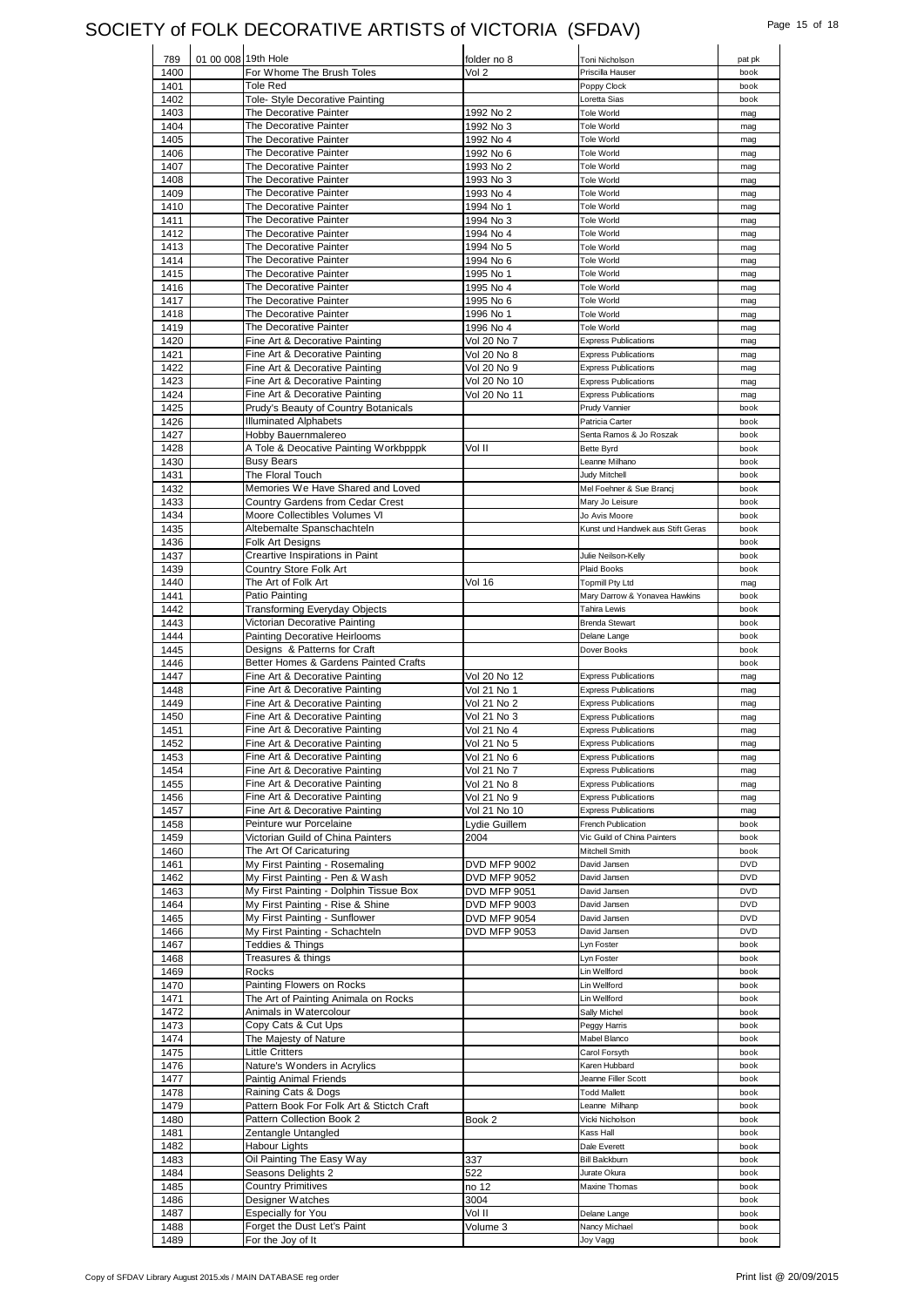# SOCIETY of FOLK DECORATIVE ARTISTS of VICTORIA (SFDAV)

| | | | | | |
|---|---|---|---|---|---|
| 789 | 01 00 008 | 19th Hole | folder no 8 | Toni Nicholson | pat pk |
| 1400 | | For Whome The Brush Toles | Vol 2 | Priscilla Hauser | book |
| 1401 | | Tole Red | | Poppy Clock | book |
| 1402 | | Tole- Style Decorative Painting | | Loretta Sias | book |
| 1403 | | The Decorative Painter | 1992 No 2 | Tole World | mag |
| 1404 | | The Decorative Painter | 1992 No 3 | Tole World | mag |
| 1405 | | The Decorative Painter | 1992 No 4 | Tole World | mag |
| 1406 | | The Decorative Painter | 1992 No 6 | Tole World | mag |
| 1407 | | The Decorative Painter | 1993 No 2 | Tole World | mag |
| 1408 | | The Decorative Painter | 1993 No 3 | Tole World | mag |
| 1409 | | The Decorative Painter | 1993 No 4 | Tole World | mag |
| 1410 | | The Decorative Painter | 1994 No 1 | Tole World | mag |
| 1411 | | The Decorative Painter | 1994 No 3 | Tole World | mag |
| 1412 | | The Decorative Painter | 1994 No 4 | Tole World | mag |
| 1413 | | The Decorative Painter | 1994 No 5 | Tole World | mag |
| 1414 | | The Decorative Painter | 1994 No 6 | Tole World | mag |
| 1415 | | The Decorative Painter | 1995 No 1 | Tole World | mag |
| 1416 | | The Decorative Painter | 1995 No 4 | Tole World | mag |
| 1417 | | The Decorative Painter | 1995 No 6 | Tole World | mag |
| 1418 | | The Decorative Painter | 1996 No 1 | Tole World | mag |
| 1419 | | The Decorative Painter | 1996 No 4 | Tole World | mag |
| 1420 | | Fine Art & Decorative Painting | Vol 20 No 7 | Express Publications | mag |
| 1421 | | Fine Art & Decorative Painting | Vol 20 No 8 | Express Publications | mag |
| 1422 | | Fine Art & Decorative Painting | Vol 20 No 9 | Express Publications | mag |
| 1423 | | Fine Art & Decorative Painting | Vol 20 No 10 | Express Publications | mag |
| 1424 | | Fine Art & Decorative Painting | Vol 20 No 11 | Express Publications | mag |
| 1425 | | Prudy's Beauty of Country Botanicals | | Prudy Vannier | book |
| 1426 | | Illuminated Alphabets | | Patricia Carter | book |
| 1427 | | Hobby Bauernmalereo | | Senta Ramos & Jo Roszak | book |
| 1428 | | A Tole & Deocative Painting Workbpppk | Vol II | Bette Byrd | book |
| 1430 | | Busy Bears | | Leanne Milhano | book |
| 1431 | | The Floral Touch | | Judy Mitchell | book |
| 1432 | | Memories We Have Shared and Loved | | Mel Foehner & Sue Brancj | book |
| 1433 | | Country Gardens from Cedar Crest | | Mary Jo Leisure | book |
| 1434 | | Moore Collectibles Volumes VI | | Jo Avis Moore | book |
| 1435 | | Altebemalte Spanschachteln | | Kunst und Handwek aus Stift Geras | book |
| 1436 | | Folk Art Designs | | | book |
| 1437 | | Creartive Inspirations in Paint | | Julie Neilson-Kelly | book |
| 1439 | | Country Store Folk Art | | Plaid Books | book |
| 1440 | | The Art of Folk Art | Vol 16 | Topmill Pty Ltd | mag |
| 1441 | | Patio Painting | | Mary Darrow & Yonavea Hawkins | book |
| 1442 | | Transforming Everyday Objects | | Tahira Lewis | book |
| 1443 | | Victorian Decorative Painting | | Brenda Stewart | book |
| 1444 | | Painting Decorative Heirlooms | | Delane Lange | book |
| 1445 | | Designs & Patterns for Craft | | Dover Books | book |
| 1446 | | Better Homes & Gardens Painted Crafts | | | book |
| 1447 | | Fine Art & Decorative Painting | Vol 20 No 12 | Express Publications | mag |
| 1448 | | Fine Art & Decorative Painting | Vol 21 No 1 | Express Publications | mag |
| 1449 | | Fine Art & Decorative Painting | Vol 21 No 2 | Express Publications | mag |
| 1450 | | Fine Art & Decorative Painting | Vol 21 No 3 | Express Publications | mag |
| 1451 | | Fine Art & Decorative Painting | Vol 21 No 4 | Express Publications | mag |
| 1452 | | Fine Art & Decorative Painting | Vol 21 No 5 | Express Publications | mag |
| 1453 | | Fine Art & Decorative Painting | Vol 21 No 6 | Express Publications | mag |
| 1454 | | Fine Art & Decorative Painting | Vol 21 No 7 | Express Publications | mag |
| 1455 | | Fine Art & Decorative Painting | Vol 21 No 8 | Express Publications | mag |
| 1456 | | Fine Art & Decorative Painting | Vol 21 No 9 | Express Publications | mag |
| 1457 | | Fine Art & Decorative Painting | Vol 21 No 10 | Express Publications | mag |
| 1458 | | Peinture wur Porcelaine | Lydie Guillem | French Publication | book |
| 1459 | | Victorian Guild of China Painters | 2004 | Vic Guild of China Painters | book |
| 1460 | | The Art Of Caricaturing | | Mitchell Smith | book |
| 1461 | | My First Painting - Rosemaling | DVD MFP 9002 | David Jansen | DVD |
| 1462 | | My First Painting - Pen & Wash | DVD MFP 9052 | David Jansen | DVD |
| 1463 | | My First Painting - Dolphin Tissue Box | DVD MFP 9051 | David Jansen | DVD |
| 1464 | | My First Painting - Rise & Shine | DVD MFP 9003 | David Jansen | DVD |
| 1465 | | My First Painting - Sunflower | DVD MFP 9054 | David Jansen | DVD |
| 1466 | | My First Painting - Schachteln | DVD MFP 9053 | David Jansen | DVD |
| 1467 | | Teddies & Things | | Lyn Foster | book |
| 1468 | | Treasures & things | | Lyn Foster | book |
| 1469 | | Rocks | | Lin Wellford | book |
| 1470 | | Painting Flowers on Rocks | | Lin Wellford | book |
| 1471 | | The Art of Painting Animala on Rocks | | Lin Wellford | book |
| 1472 | | Animals in Watercolour | | Sally Michel | book |
| 1473 | | Copy Cats & Cut Ups | | Peggy Harris | book |
| 1474 | | The Majesty of Nature | | Mabel Blanco | book |
| 1475 | | Little Critters | | Carol Forsyth | book |
| 1476 | | Nature's Wonders in Acrylics | | Karen Hubbard | book |
| 1477 | | Paintig Animal Friends | | Jeanne Filler Scott | book |
| 1478 | | Raining Cats & Dogs | | Todd Mallett | book |
| 1479 | | Pattern Book For Folk Art & Stictch Craft | | Leanne Milhanp | book |
| 1480 | | Pattern Collection Book 2 | Book 2 | Vicki Nicholson | book |
| 1481 | | Zentangle Untangled | | Kass Hall | book |
| 1482 | | Habour Lights | | Dale Everett | book |
| 1483 | | Oil Painting The Easy Way | 337 | Bill Balckburn | book |
| 1484 | | Seasons Delights 2 | 522 | Jurate Okura | book |
| 1485 | | Country Primitives | no 12 | Maxine Thomas | book |
| 1486 | | Designer Watches | 3004 | | book |
| 1487 | | Especially for You | Vol II | Delane Lange | book |
| 1488 | | Forget the Dust Let's Paint | Volume 3 | Nancy Michael | book |
| 1489 | | For the Joy of It | | Joy Vagg | book |

Copy of SFDAV Library August 2015.xls / MAIN DATABASE reg order — Print list @ 20/09/2015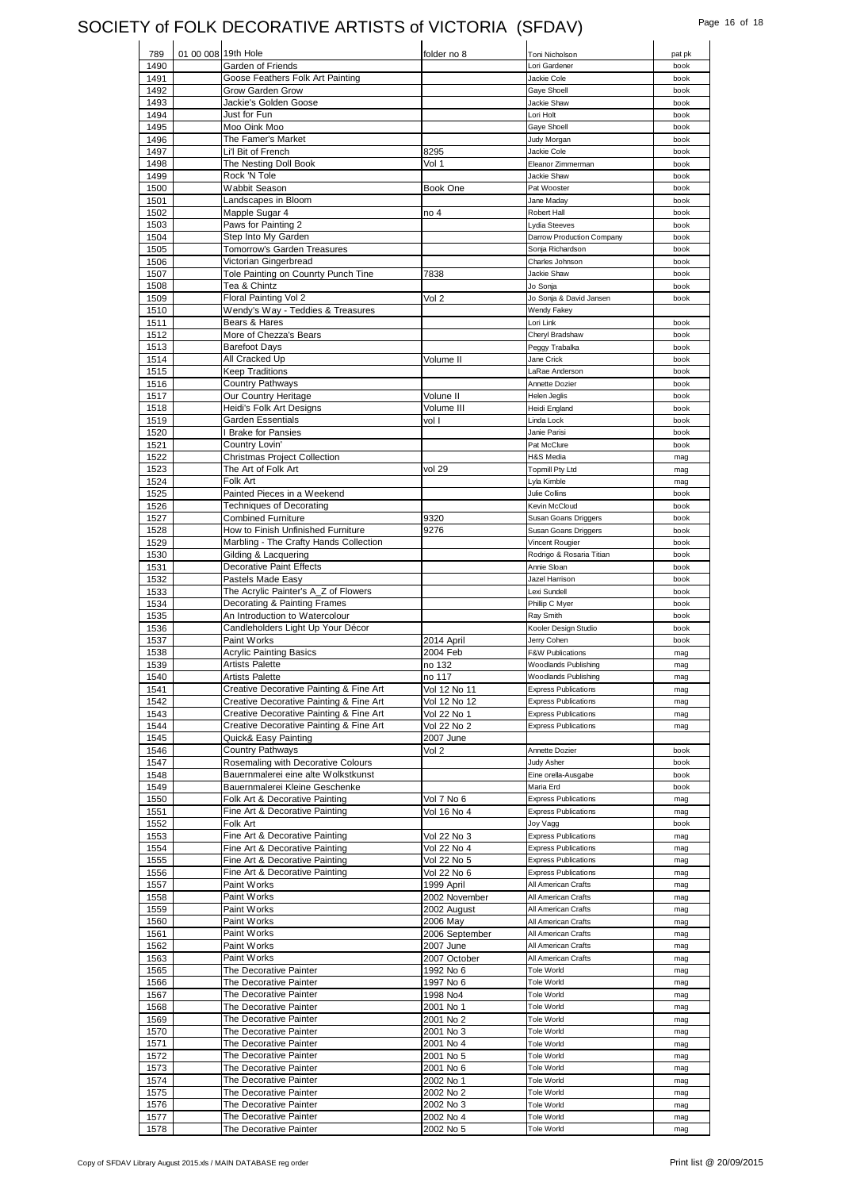# SOCIETY of FOLK DECORATIVE ARTISTS of VICTORIA (SFDAV)

| | | | | | |
|---|---|---|---|---|---|
| 789 | 01 00 008 | 19th Hole | folder no 8 | Toni Nicholson | pat pk |
| 1490 | | Garden of Friends | | Lori Gardener | book |
| 1491 | | Goose Feathers Folk Art Painting | | Jackie Cole | book |
| 1492 | | Grow Garden Grow | | Gaye Shoell | book |
| 1493 | | Jackie's Golden Goose | | Jackie Shaw | book |
| 1494 | | Just for Fun | | Lori Holt | book |
| 1495 | | Moo Oink Moo | | Gaye Shoell | book |
| 1496 | | The Famer's Market | | Judy Morgan | book |
| 1497 | | Li'l Bit of French | 8295 | Jackie Cole | book |
| 1498 | | The Nesting Doll Book | Vol 1 | Eleanor Zimmerman | book |
| 1499 | | Rock 'N Tole | | Jackie Shaw | book |
| 1500 | | Wabbit Season | Book One | Pat Wooster | book |
| 1501 | | Landscapes in Bloom | | Jane Maday | book |
| 1502 | | Mapple Sugar 4 | no 4 | Robert Hall | book |
| 1503 | | Paws for Painting 2 | | Lydia Steeves | book |
| 1504 | | Step Into My Garden | | Darrow Production Company | book |
| 1505 | | Tomorrow's Garden Treasures | | Sonja Richardson | book |
| 1506 | | Victorian Gingerbread | | Charles Johnson | book |
| 1507 | | Tole Painting on Counrty Punch Tine | 7838 | Jackie Shaw | book |
| 1508 | | Tea & Chintz | | Jo Sonja | book |
| 1509 | | Floral Painting Vol 2 | Vol 2 | Jo Sonja & David Jansen | book |
| 1510 | | Wendy's Way - Teddies & Treasures | | Wendy Fakey | |
| 1511 | | Bears & Hares | | Lori Link | book |
| 1512 | | More of Chezza's Bears | | Cheryl Bradshaw | book |
| 1513 | | Barefoot Days | | Peggy Trabalka | book |
| 1514 | | All Cracked Up | Volume II | Jane Crick | book |
| 1515 | | Keep Traditions | | LaRae Anderson | book |
| 1516 | | Country Pathways | | Annette Dozier | book |
| 1517 | | Our Country Heritage | Volune II | Helen Jeglis | book |
| 1518 | | Heidi's Folk Art Designs | Volume III | Heidi England | book |
| 1519 | | Garden Essentials | vol I | Linda Lock | book |
| 1520 | | I Brake for Pansies | | Janie Parisi | book |
| 1521 | | Country Lovin' | | Pat McClure | book |
| 1522 | | Christmas Project Collection | | H&S Media | mag |
| 1523 | | The Art of Folk Art | vol 29 | Topmill Pty Ltd | mag |
| 1524 | | Folk Art | | Lyla Kimble | mag |
| 1525 | | Painted Pieces in a Weekend | | Julie Collins | book |
| 1526 | | Techniques of Decorating | | Kevin McCloud | book |
| 1527 | | Combined Furniture | 9320 | Susan Goans Driggers | book |
| 1528 | | How to Finish Unfinished Furniture | 9276 | Susan Goans Driggers | book |
| 1529 | | Marbling - The Crafty Hands Collection | | Vincent Rougier | book |
| 1530 | | Gilding & Lacquering | | Rodrigo & Rosaria Titian | book |
| 1531 | | Decorative Paint Effects | | Annie Sloan | book |
| 1532 | | Pastels Made Easy | | Jazel Harrison | book |
| 1533 | | The Acrylic Painter's A_Z of Flowers | | Lexi Sundell | book |
| 1534 | | Decorating & Painting Frames | | Phillip C Myer | book |
| 1535 | | An Introduction to Watercolour | | Ray Smith | book |
| 1536 | | Candleholders Light Up Your Décor | | Kooler Design Studio | book |
| 1537 | | Paint Works | 2014 April | Jerry Cohen | book |
| 1538 | | Acrylic Painting Basics | 2004 Feb | F&W Publications | mag |
| 1539 | | Artists Palette | no 132 | Woodlands Publishing | mag |
| 1540 | | Artists Palette | no 117 | Woodlands Publishing | mag |
| 1541 | | Creative Decorative Painting & Fine Art | Vol 12 No 11 | Express Publications | mag |
| 1542 | | Creative Decorative Painting & Fine Art | Vol 12 No 12 | Express Publications | mag |
| 1543 | | Creative Decorative Painting & Fine Art | Vol 22 No 1 | Express Publications | mag |
| 1544 | | Creative Decorative Painting & Fine Art | Vol 22 No 2 | Express Publications | mag |
| 1545 | | Quick& Easy Painting | 2007 June | | |
| 1546 | | Country Pathways | Vol 2 | Annette Dozier | book |
| 1547 | | Rosemaling with Decorative Colours | | Judy Asher | book |
| 1548 | | Bauernmalerei eine alte Wolkstkunst | | Eine orella-Ausgabe | book |
| 1549 | | Bauernmalerei Kleine Geschenke | | Maria Erd | book |
| 1550 | | Folk Art & Decorative Painting | Vol 7 No 6 | Express Publications | mag |
| 1551 | | Fine Art & Decorative Painting | Vol 16 No 4 | Express Publications | mag |
| 1552 | | Folk Art | | Joy Vagg | book |
| 1553 | | Fine Art & Decorative Painting | Vol 22 No 3 | Express Publications | mag |
| 1554 | | Fine Art & Decorative Painting | Vol 22 No 4 | Express Publications | mag |
| 1555 | | Fine Art & Decorative Painting | Vol 22 No 5 | Express Publications | mag |
| 1556 | | Fine Art & Decorative Painting | Vol 22 No 6 | Express Publications | mag |
| 1557 | | Paint Works | 1999 April | All American Crafts | mag |
| 1558 | | Paint Works | 2002 November | All American Crafts | mag |
| 1559 | | Paint Works | 2002 August | All American Crafts | mag |
| 1560 | | Paint Works | 2006 May | All American Crafts | mag |
| 1561 | | Paint Works | 2006 September | All American Crafts | mag |
| 1562 | | Paint Works | 2007 June | All American Crafts | mag |
| 1563 | | Paint Works | 2007 October | All American Crafts | mag |
| 1565 | | The Decorative Painter | 1992 No 6 | Tole World | mag |
| 1566 | | The Decorative Painter | 1997 No 6 | Tole World | mag |
| 1567 | | The Decorative Painter | 1998 No4 | Tole World | mag |
| 1568 | | The Decorative Painter | 2001 No 1 | Tole World | mag |
| 1569 | | The Decorative Painter | 2001 No 2 | Tole World | mag |
| 1570 | | The Decorative Painter | 2001 No 3 | Tole World | mag |
| 1571 | | The Decorative Painter | 2001 No 4 | Tole World | mag |
| 1572 | | The Decorative Painter | 2001 No 5 | Tole World | mag |
| 1573 | | The Decorative Painter | 2001 No 6 | Tole World | mag |
| 1574 | | The Decorative Painter | 2002 No 1 | Tole World | mag |
| 1575 | | The Decorative Painter | 2002 No 2 | Tole World | mag |
| 1576 | | The Decorative Painter | 2002 No 3 | Tole World | mag |
| 1577 | | The Decorative Painter | 2002 No 4 | Tole World | mag |
| 1578 | | The Decorative Painter | 2002 No 5 | Tole World | mag |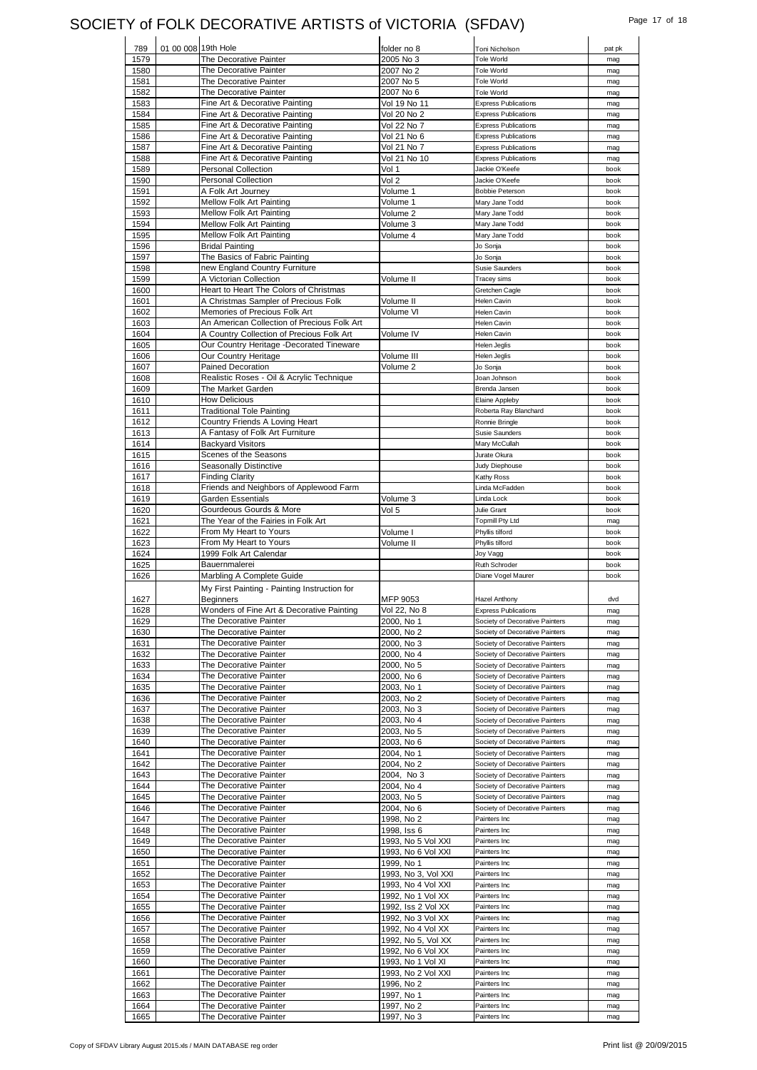# SOCIETY of FOLK DECORATIVE ARTISTS of VICTORIA (SFDAV)

| | | | | | |
|---|---|---|---|---|---|
| 789 | 01 00 008 | 19th Hole | folder no 8 | Toni Nicholson | pat pk |
| 1579 | | The Decorative Painter | 2005 No 3 | Tole World | mag |
| 1580 | | The Decorative Painter | 2007 No 2 | Tole World | mag |
| 1581 | | The Decorative Painter | 2007 No 5 | Tole World | mag |
| 1582 | | The Decorative Painter | 2007 No 6 | Tole World | mag |
| 1583 | | Fine Art & Decorative Painting | Vol 19 No 11 | Express Publications | mag |
| 1584 | | Fine Art & Decorative Painting | Vol 20 No 2 | Express Publications | mag |
| 1585 | | Fine Art & Decorative Painting | Vol 22 No 7 | Express Publications | mag |
| 1586 | | Fine Art & Decorative Painting | Vol 21 No 6 | Express Publications | mag |
| 1587 | | Fine Art & Decorative Painting | Vol 21 No 7 | Express Publications | mag |
| 1588 | | Fine Art & Decorative Painting | Vol 21 No 10 | Express Publications | mag |
| 1589 | | Personal Collection | Vol 1 | Jackie O'Keefe | book |
| 1590 | | Personal Collection | Vol 2 | Jackie O'Keefe | book |
| 1591 | | A Folk Art Journey | Volume 1 | Bobbie Peterson | book |
| 1592 | | Mellow Folk Art Painting | Volume 1 | Mary Jane Todd | book |
| 1593 | | Mellow Folk Art Painting | Volume 2 | Mary Jane Todd | book |
| 1594 | | Mellow Folk Art Painting | Volume 3 | Mary Jane Todd | book |
| 1595 | | Mellow Folk Art Painting | Volume 4 | Mary Jane Todd | book |
| 1596 | | Bridal Painting | | Jo Sonja | book |
| 1597 | | The Basics of Fabric Painting | | Jo Sonja | book |
| 1598 | | new England Country Furniture | | Susie Saunders | book |
| 1599 | | A Victorian Collection | Volume II | Tracey sims | book |
| 1600 | | Heart to Heart The Colors of Christmas | | Gretchen Cagle | book |
| 1601 | | A Christmas Sampler of Precious Folk | Volume II | Helen Cavin | book |
| 1602 | | Memories of Precious Folk Art | Volume VI | Helen Cavin | book |
| 1603 | | An American Collection of Precious Folk Art | | Helen Cavin | book |
| 1604 | | A Country Collection of Precious Folk Art | Volume IV | Helen Cavin | book |
| 1605 | | Our Country Heritage -Decorated Tineware | | Helen Jeglis | book |
| 1606 | | Our Country Heritage | Volume III | Helen Jeglis | book |
| 1607 | | Pained Decoration | Volume 2 | Jo Sonja | book |
| 1608 | | Realistic Roses - Oil & Acrylic Technique | | Joan Johnson | book |
| 1609 | | The Market Garden | | Brenda Jansen | book |
| 1610 | | How Delicious | | Elaine Appleby | book |
| 1611 | | Traditional Tole Painting | | Roberta Ray Blanchard | book |
| 1612 | | Country Friends A Loving Heart | | Ronnie Bringle | book |
| 1613 | | A Fantasy of Folk Art Furniture | | Susie Saunders | book |
| 1614 | | Backyard Visitors | | Mary McCullah | book |
| 1615 | | Scenes of the Seasons | | Jurate Okura | book |
| 1616 | | Seasonally Distinctive | | Judy Diephouse | book |
| 1617 | | Finding Clarity | | Kathy Ross | book |
| 1618 | | Friends and Neighbors of Applewood Farm | | Linda McFadden | book |
| 1619 | | Garden Essentials | Volume 3 | Linda Lock | book |
| 1620 | | Gourdeous Gourds & More | Vol 5 | Julie Grant | book |
| 1621 | | The Year of the Fairies in Folk Art | | Topmill Pty Ltd | mag |
| 1622 | | From My Heart to Yours | Volume I | Phyllis tilford | book |
| 1623 | | From My Heart to Yours | Volume II | Phyllis tilford | book |
| 1624 | | 1999 Folk Art Calendar | | Joy Vagg | book |
| 1625 | | Bauernmalerei | | Ruth Schroder | book |
| 1626 | | Marbling A Complete Guide | | Diane Vogel Maurer | book |
| 1627 | | My First Painting - Painting Instruction for Beginners | MFP 9053 | Hazel Anthony | dvd |
| 1628 | | Wonders of Fine Art & Decorative Painting | Vol 22, No 8 | Express Publications | mag |
| 1629 | | The Decorative Painter | 2000, No 1 | Society of Decorative Painters | mag |
| 1630 | | The Decorative Painter | 2000, No 2 | Society of Decorative Painters | mag |
| 1631 | | The Decorative Painter | 2000, No 3 | Society of Decorative Painters | mag |
| 1632 | | The Decorative Painter | 2000, No 4 | Society of Decorative Painters | mag |
| 1633 | | The Decorative Painter | 2000, No 5 | Society of Decorative Painters | mag |
| 1634 | | The Decorative Painter | 2000, No 6 | Society of Decorative Painters | mag |
| 1635 | | The Decorative Painter | 2003, No 1 | Society of Decorative Painters | mag |
| 1636 | | The Decorative Painter | 2003, No 2 | Society of Decorative Painters | mag |
| 1637 | | The Decorative Painter | 2003, No 3 | Society of Decorative Painters | mag |
| 1638 | | The Decorative Painter | 2003, No 4 | Society of Decorative Painters | mag |
| 1639 | | The Decorative Painter | 2003, No 5 | Society of Decorative Painters | mag |
| 1640 | | The Decorative Painter | 2003, No 6 | Society of Decorative Painters | mag |
| 1641 | | The Decorative Painter | 2004, No 1 | Society of Decorative Painters | mag |
| 1642 | | The Decorative Painter | 2004, No 2 | Society of Decorative Painters | mag |
| 1643 | | The Decorative Painter | 2004, No 3 | Society of Decorative Painters | mag |
| 1644 | | The Decorative Painter | 2004, No 4 | Society of Decorative Painters | mag |
| 1645 | | The Decorative Painter | 2003, No 5 | Society of Decorative Painters | mag |
| 1646 | | The Decorative Painter | 2004, No 6 | Society of Decorative Painters | mag |
| 1647 | | The Decorative Painter | 1998, No 2 | Painters Inc | mag |
| 1648 | | The Decorative Painter | 1998, Iss 6 | Painters Inc | mag |
| 1649 | | The Decorative Painter | 1993, No 5 Vol XXI | Painters Inc | mag |
| 1650 | | The Decorative Painter | 1993, No 6 Vol XXI | Painters Inc | mag |
| 1651 | | The Decorative Painter | 1999, No 1 | Painters Inc | mag |
| 1652 | | The Decorative Painter | 1993, No 3, Vol XXI | Painters Inc | mag |
| 1653 | | The Decorative Painter | 1993, No 4 Vol XXI | Painters Inc | mag |
| 1654 | | The Decorative Painter | 1992, No 1 Vol XX | Painters Inc | mag |
| 1655 | | The Decorative Painter | 1992, Iss 2 Vol XX | Painters Inc | mag |
| 1656 | | The Decorative Painter | 1992, No 3 Vol XX | Painters Inc | mag |
| 1657 | | The Decorative Painter | 1992, No 4 Vol XX | Painters Inc | mag |
| 1658 | | The Decorative Painter | 1992, No 5, Vol XX | Painters Inc | mag |
| 1659 | | The Decorative Painter | 1992, No 6 Vol XX | Painters Inc | mag |
| 1660 | | The Decorative Painter | 1993, No 1 Vol XI | Painters Inc | mag |
| 1661 | | The Decorative Painter | 1993, No 2 Vol XXI | Painters Inc | mag |
| 1662 | | The Decorative Painter | 1996, No 2 | Painters Inc | mag |
| 1663 | | The Decorative Painter | 1997, No 1 | Painters Inc | mag |
| 1664 | | The Decorative Painter | 1997, No 2 | Painters Inc | mag |
| 1665 | | The Decorative Painter | 1997, No 3 | Painters Inc | mag |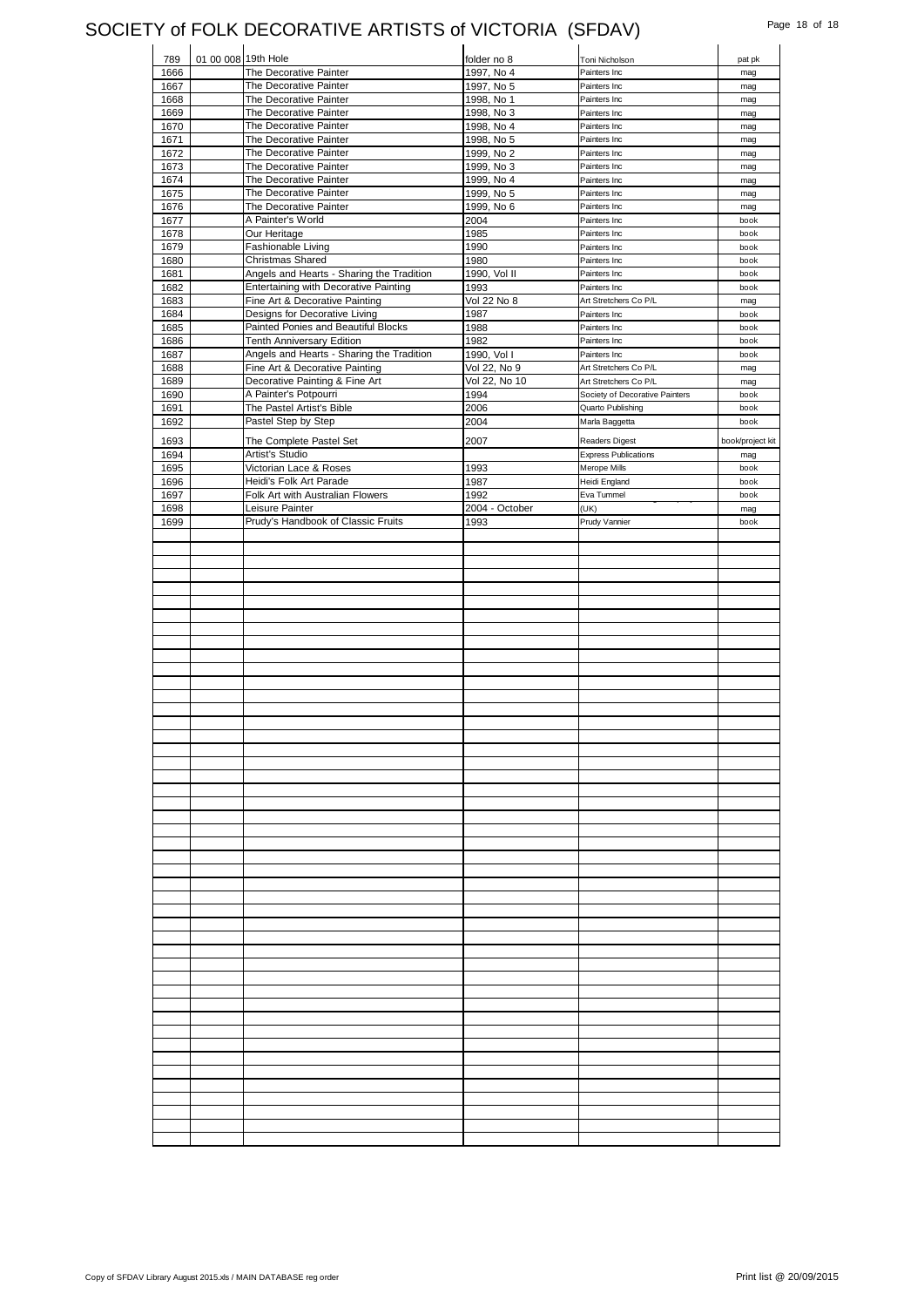# SOCIETY of FOLK DECORATIVE ARTISTS of VICTORIA (SFDAV)

| | | | | | |
|---|---|---|---|---|---|
| 789 | 01 00 008 | 19th Hole | folder no 8 | Toni Nicholson | pat pk |
| 1666 | | The Decorative Painter | 1997, No 4 | Painters Inc | mag |
| 1667 | | The Decorative Painter | 1997, No 5 | Painters Inc | mag |
| 1668 | | The Decorative Painter | 1998, No 1 | Painters Inc | mag |
| 1669 | | The Decorative Painter | 1998, No 3 | Painters Inc | mag |
| 1670 | | The Decorative Painter | 1998, No 4 | Painters Inc | mag |
| 1671 | | The Decorative Painter | 1998, No 5 | Painters Inc | mag |
| 1672 | | The Decorative Painter | 1999, No 2 | Painters Inc | mag |
| 1673 | | The Decorative Painter | 1999, No 3 | Painters Inc | mag |
| 1674 | | The Decorative Painter | 1999, No 4 | Painters Inc | mag |
| 1675 | | The Decorative Painter | 1999, No 5 | Painters Inc | mag |
| 1676 | | The Decorative Painter | 1999, No 6 | Painters Inc | mag |
| 1677 | | A Painter's World | 2004 | Painters Inc | book |
| 1678 | | Our Heritage | 1985 | Painters Inc | book |
| 1679 | | Fashionable Living | 1990 | Painters Inc | book |
| 1680 | | Christmas Shared | 1980 | Painters Inc | book |
| 1681 | | Angels and Hearts - Sharing the Tradition | 1990, Vol II | Painters Inc | book |
| 1682 | | Entertaining with Decorative Painting | 1993 | Painters Inc | book |
| 1683 | | Fine Art & Decorative Painting | Vol 22 No 8 | Art Stretchers Co P/L | mag |
| 1684 | | Designs for Decorative Living | 1987 | Painters Inc | book |
| 1685 | | Painted Ponies and Beautiful Blocks | 1988 | Painters Inc | book |
| 1686 | | Tenth Anniversary Edition | 1982 | Painters Inc | book |
| 1687 | | Angels and Hearts - Sharing the Tradition | 1990, Vol I | Painters Inc | book |
| 1688 | | Fine Art & Decorative Painting | Vol 22, No 9 | Art Stretchers Co P/L | mag |
| 1689 | | Decorative Painting & Fine Art | Vol 22, No 10 | Art Stretchers Co P/L | mag |
| 1690 | | A Painter's Potpourri | 1994 | Society of Decorative Painters | book |
| 1691 | | The Pastel Artist's Bible | 2006 | Quarto Publishing | book |
| 1692 | | Pastel Step by Step | 2004 | Marla Baggetta | book |
| 1693 | | The Complete Pastel Set | 2007 | Readers Digest | book/project kit |
| 1694 | | Artist's Studio | | Express Publications | mag |
| 1695 | | Victorian Lace & Roses | 1993 | Merope Mills | book |
| 1696 | | Heidi's Folk Art Parade | 1987 | Heidi England | book |
| 1697 | | Folk Art with Australian Flowers | 1992 | Eva Tummel | book |
| 1698 | | Leisure Painter | 2004 - October | (UK) | mag |
| 1699 | | Prudy's Handbook of Classic Fruits | 1993 | Prudy Vannier | book |

Copy of SFDAV Library August 2015.xls / MAIN DATABASE reg order

Print list @ 20/09/2015